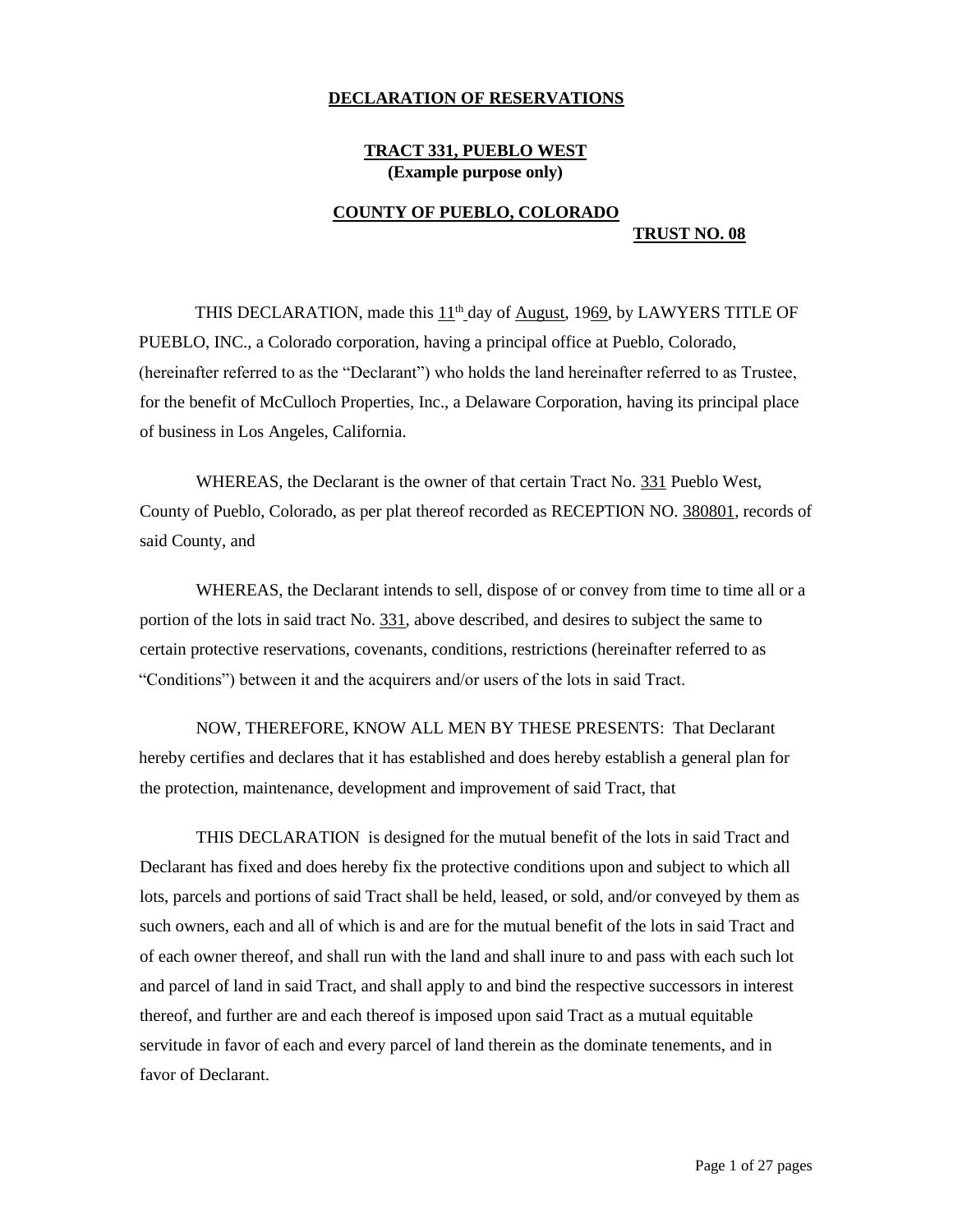# DECLARATION OF RESERVATIONS

## TRACT 331, PUEBLO WEST
**(Example purpose only)**

## COUNTY OF PUEBLO, COLORADO

**TRUST NO. 08**

THIS DECLARATION, made this 11th day of August, 1969, by LAWYERS TITLE OF PUEBLO, INC., a Colorado corporation, having a principal office at Pueblo, Colorado, (hereinafter referred to as the "Declarant") who holds the land hereinafter referred to as Trustee, for the benefit of McCulloch Properties, Inc., a Delaware Corporation, having its principal place of business in Los Angeles, California.

WHEREAS, the Declarant is the owner of that certain Tract No. 331 Pueblo West, County of Pueblo, Colorado, as per plat thereof recorded as RECEPTION NO. 380801, records of said County, and

WHEREAS, the Declarant intends to sell, dispose of or convey from time to time all or a portion of the lots in said tract No. 331, above described, and desires to subject the same to certain protective reservations, covenants, conditions, restrictions (hereinafter referred to as "Conditions") between it and the acquirers and/or users of the lots in said Tract.

NOW, THEREFORE, KNOW ALL MEN BY THESE PRESENTS: That Declarant hereby certifies and declares that it has established and does hereby establish a general plan for the protection, maintenance, development and improvement of said Tract, that

THIS DECLARATION is designed for the mutual benefit of the lots in said Tract and Declarant has fixed and does hereby fix the protective conditions upon and subject to which all lots, parcels and portions of said Tract shall be held, leased, or sold, and/or conveyed by them as such owners, each and all of which is and are for the mutual benefit of the lots in said Tract and of each owner thereof, and shall run with the land and shall inure to and pass with each such lot and parcel of land in said Tract, and shall apply to and bind the respective successors in interest thereof, and further are and each thereof is imposed upon said Tract as a mutual equitable servitude in favor of each and every parcel of land therein as the dominate tenements, and in favor of Declarant.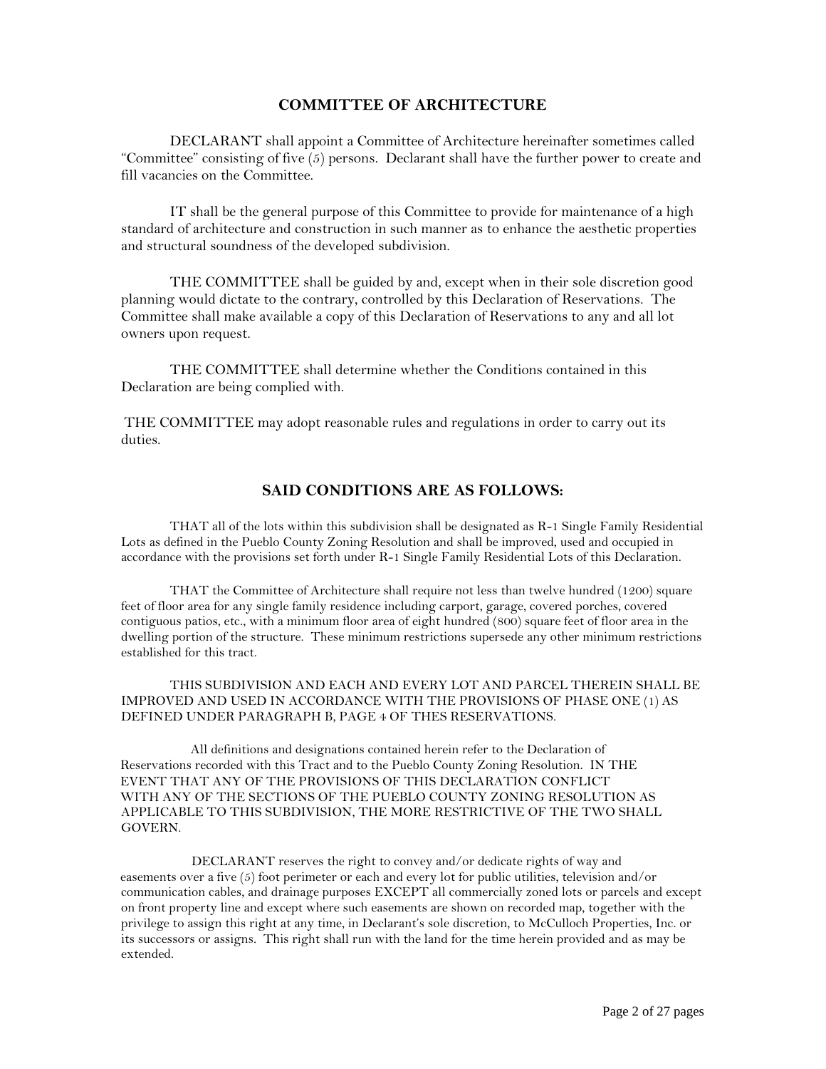## COMMITTEE OF ARCHITECTURE

DECLARANT shall appoint a Committee of Architecture hereinafter sometimes called "Committee" consisting of five (5) persons. Declarant shall have the further power to create and fill vacancies on the Committee.

IT shall be the general purpose of this Committee to provide for maintenance of a high standard of architecture and construction in such manner as to enhance the aesthetic properties and structural soundness of the developed subdivision.

THE COMMITTEE shall be guided by and, except when in their sole discretion good planning would dictate to the contrary, controlled by this Declaration of Reservations. The Committee shall make available a copy of this Declaration of Reservations to any and all lot owners upon request.

THE COMMITTEE shall determine whether the Conditions contained in this Declaration are being complied with.

THE COMMITTEE may adopt reasonable rules and regulations in order to carry out its duties.

## SAID CONDITIONS ARE AS FOLLOWS:

THAT all of the lots within this subdivision shall be designated as R-1 Single Family Residential Lots as defined in the Pueblo County Zoning Resolution and shall be improved, used and occupied in accordance with the provisions set forth under R-1 Single Family Residential Lots of this Declaration.

THAT the Committee of Architecture shall require not less than twelve hundred (1200) square feet of floor area for any single family residence including carport, garage, covered porches, covered contiguous patios, etc., with a minimum floor area of eight hundred (800) square feet of floor area in the dwelling portion of the structure. These minimum restrictions supersede any other minimum restrictions established for this tract.

THIS SUBDIVISION AND EACH AND EVERY LOT AND PARCEL THEREIN SHALL BE IMPROVED AND USED IN ACCORDANCE WITH THE PROVISIONS OF PHASE ONE (1) AS DEFINED UNDER PARAGRAPH B, PAGE 4 OF THES RESERVATIONS.

All definitions and designations contained herein refer to the Declaration of Reservations recorded with this Tract and to the Pueblo County Zoning Resolution. IN THE EVENT THAT ANY OF THE PROVISIONS OF THIS DECLARATION CONFLICT WITH ANY OF THE SECTIONS OF THE PUEBLO COUNTY ZONING RESOLUTION AS APPLICABLE TO THIS SUBDIVISION, THE MORE RESTRICTIVE OF THE TWO SHALL GOVERN.

DECLARANT reserves the right to convey and/or dedicate rights of way and easements over a five (5) foot perimeter or each and every lot for public utilities, television and/or communication cables, and drainage purposes EXCEPT all commercially zoned lots or parcels and except on front property line and except where such easements are shown on recorded map, together with the privilege to assign this right at any time, in Declarant's sole discretion, to McCulloch Properties, Inc. or its successors or assigns. This right shall run with the land for the time herein provided and as may be extended.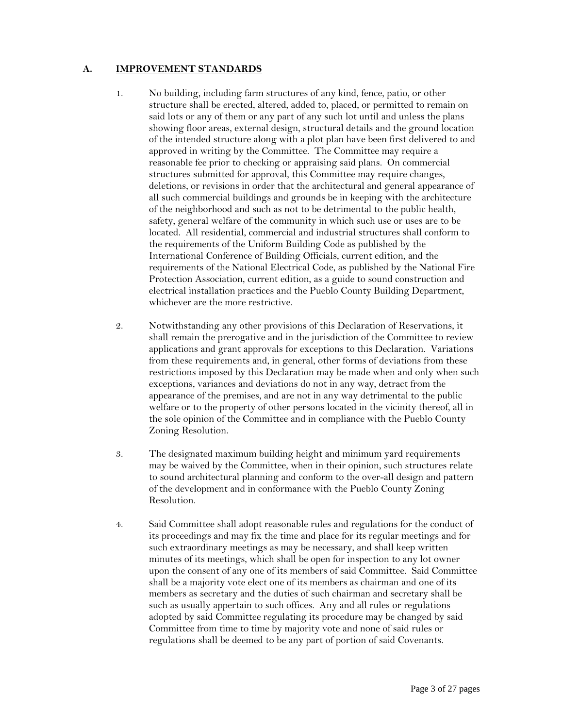## A. **IMPROVEMENT STANDARDS**

1. No building, including farm structures of any kind, fence, patio, or other structure shall be erected, altered, added to, placed, or permitted to remain on said lots or any of them or any part of any such lot until and unless the plans showing floor areas, external design, structural details and the ground location of the intended structure along with a plot plan have been first delivered to and approved in writing by the Committee. The Committee may require a reasonable fee prior to checking or appraising said plans. On commercial structures submitted for approval, this Committee may require changes, deletions, or revisions in order that the architectural and general appearance of all such commercial buildings and grounds be in keeping with the architecture of the neighborhood and such as not to be detrimental to the public health, safety, general welfare of the community in which such use or uses are to be located. All residential, commercial and industrial structures shall conform to the requirements of the Uniform Building Code as published by the International Conference of Building Officials, current edition, and the requirements of the National Electrical Code, as published by the National Fire Protection Association, current edition, as a guide to sound construction and electrical installation practices and the Pueblo County Building Department, whichever are the more restrictive.

2. Notwithstanding any other provisions of this Declaration of Reservations, it shall remain the prerogative and in the jurisdiction of the Committee to review applications and grant approvals for exceptions to this Declaration. Variations from these requirements and, in general, other forms of deviations from these restrictions imposed by this Declaration may be made when and only when such exceptions, variances and deviations do not in any way, detract from the appearance of the premises, and are not in any way detrimental to the public welfare or to the property of other persons located in the vicinity thereof, all in the sole opinion of the Committee and in compliance with the Pueblo County Zoning Resolution.

3. The designated maximum building height and minimum yard requirements may be waived by the Committee, when in their opinion, such structures relate to sound architectural planning and conform to the over-all design and pattern of the development and in conformance with the Pueblo County Zoning Resolution.

4. Said Committee shall adopt reasonable rules and regulations for the conduct of its proceedings and may fix the time and place for its regular meetings and for such extraordinary meetings as may be necessary, and shall keep written minutes of its meetings, which shall be open for inspection to any lot owner upon the consent of any one of its members of said Committee. Said Committee shall be a majority vote elect one of its members as chairman and one of its members as secretary and the duties of such chairman and secretary shall be such as usually appertain to such offices. Any and all rules or regulations adopted by said Committee regulating its procedure may be changed by said Committee from time to time by majority vote and none of said rules or regulations shall be deemed to be any part of portion of said Covenants.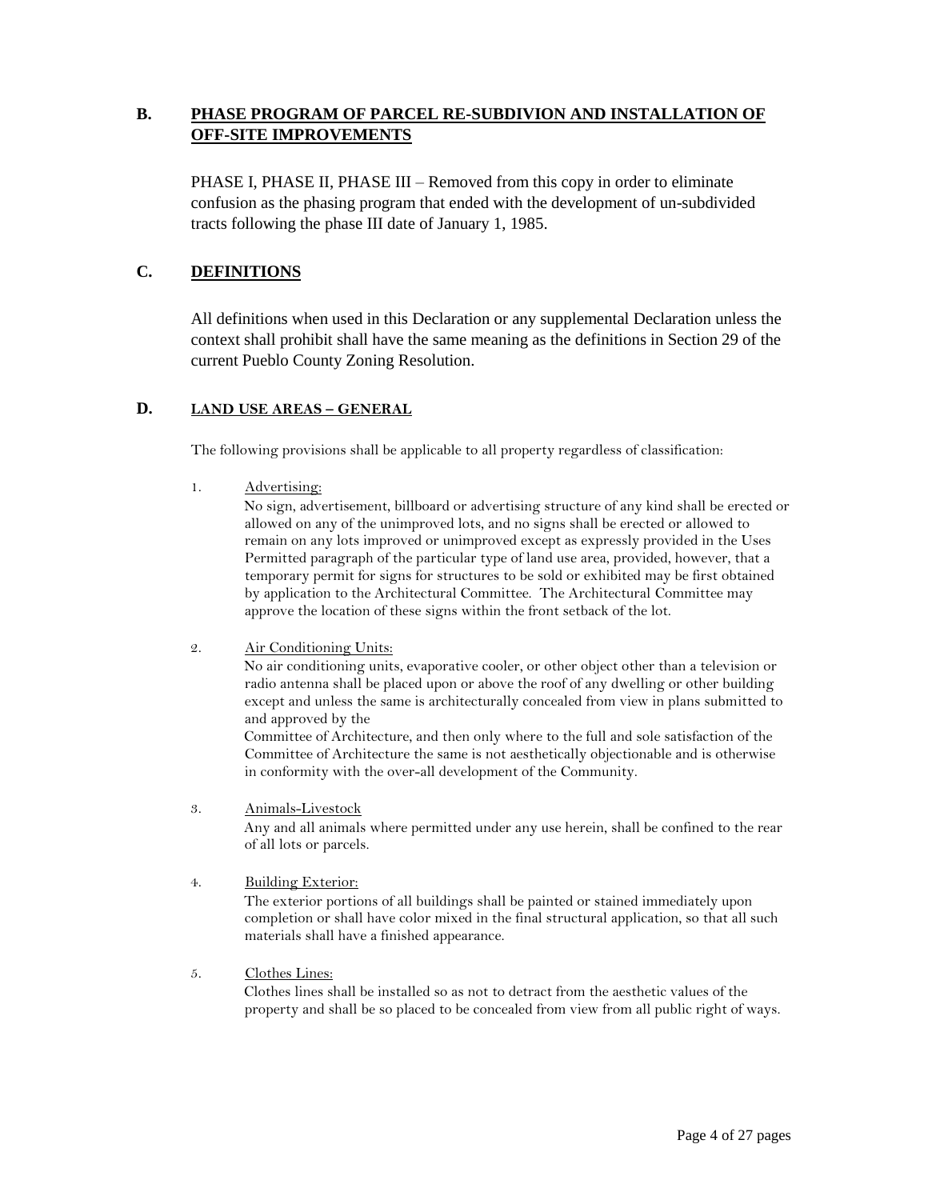## B. PHASE PROGRAM OF PARCEL RE-SUBDIVION AND INSTALLATION OF OFF-SITE IMPROVEMENTS

PHASE I, PHASE II, PHASE III – Removed from this copy in order to eliminate confusion as the phasing program that ended with the development of un-subdivided tracts following the phase III date of January 1, 1985.

## C. DEFINITIONS

All definitions when used in this Declaration or any supplemental Declaration unless the context shall prohibit shall have the same meaning as the definitions in Section 29 of the current Pueblo County Zoning Resolution.

## D. LAND USE AREAS – GENERAL

The following provisions shall be applicable to all property regardless of classification:

1. Advertising:
   No sign, advertisement, billboard or advertising structure of any kind shall be erected or allowed on any of the unimproved lots, and no signs shall be erected or allowed to remain on any lots improved or unimproved except as expressly provided in the Uses Permitted paragraph of the particular type of land use area, provided, however, that a temporary permit for signs for structures to be sold or exhibited may be first obtained by application to the Architectural Committee. The Architectural Committee may approve the location of these signs within the front setback of the lot.

2. Air Conditioning Units:
   No air conditioning units, evaporative cooler, or other object other than a television or radio antenna shall be placed upon or above the roof of any dwelling or other building except and unless the same is architecturally concealed from view in plans submitted to and approved by the
   Committee of Architecture, and then only where to the full and sole satisfaction of the Committee of Architecture the same is not aesthetically objectionable and is otherwise in conformity with the over-all development of the Community.

3. Animals-Livestock
   Any and all animals where permitted under any use herein, shall be confined to the rear of all lots or parcels.

4. Building Exterior:
   The exterior portions of all buildings shall be painted or stained immediately upon completion or shall have color mixed in the final structural application, so that all such materials shall have a finished appearance.

5. Clothes Lines:
   Clothes lines shall be installed so as not to detract from the aesthetic values of the property and shall be so placed to be concealed from view from all public right of ways.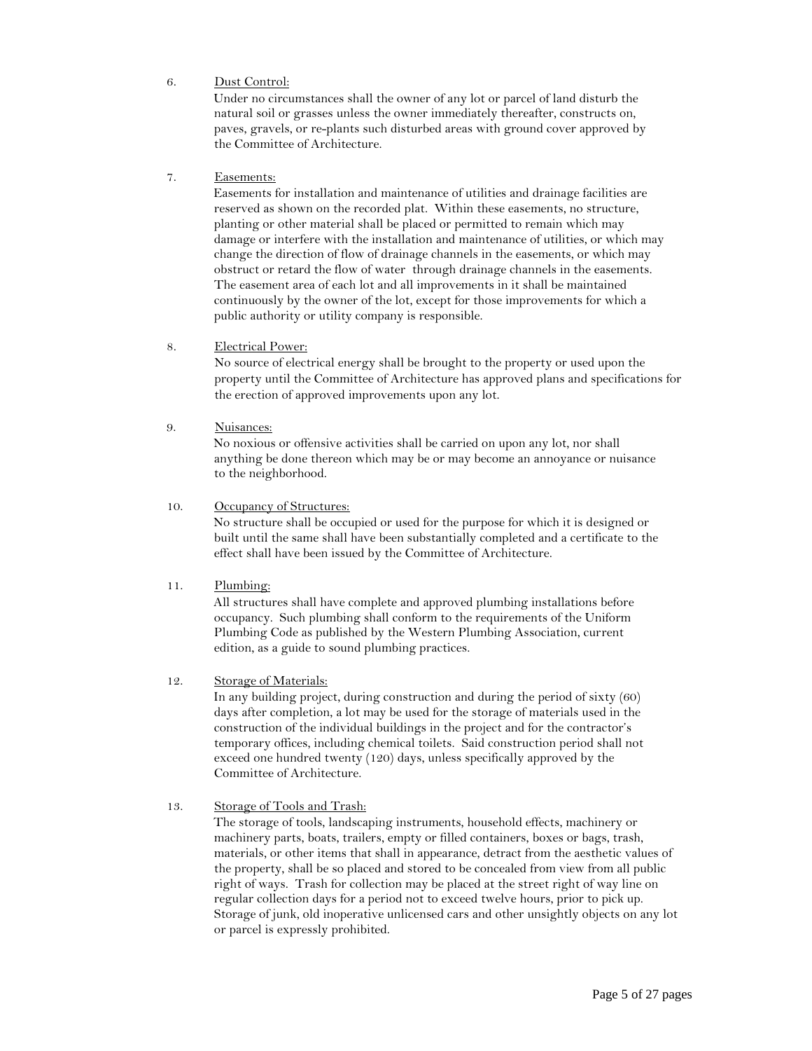6. <u>Dust Control:</u>

   Under no circumstances shall the owner of any lot or parcel of land disturb the natural soil or grasses unless the owner immediately thereafter, constructs on, paves, gravels, or re-plants such disturbed areas with ground cover approved by the Committee of Architecture.

7. <u>Easements:</u>

   Easements for installation and maintenance of utilities and drainage facilities are reserved as shown on the recorded plat. Within these easements, no structure, planting or other material shall be placed or permitted to remain which may damage or interfere with the installation and maintenance of utilities, or which may change the direction of flow of drainage channels in the easements, or which may obstruct or retard the flow of water through drainage channels in the easements. The easement area of each lot and all improvements in it shall be maintained continuously by the owner of the lot, except for those improvements for which a public authority or utility company is responsible.

8. <u>Electrical Power:</u>

   No source of electrical energy shall be brought to the property or used upon the property until the Committee of Architecture has approved plans and specifications for the erection of approved improvements upon any lot.

9. <u>Nuisances:</u>

   No noxious or offensive activities shall be carried on upon any lot, nor shall anything be done thereon which may be or may become an annoyance or nuisance to the neighborhood.

10. <u>Occupancy of Structures:</u>

    No structure shall be occupied or used for the purpose for which it is designed or built until the same shall have been substantially completed and a certificate to the effect shall have been issued by the Committee of Architecture.

11. <u>Plumbing:</u>

    All structures shall have complete and approved plumbing installations before occupancy. Such plumbing shall conform to the requirements of the Uniform Plumbing Code as published by the Western Plumbing Association, current edition, as a guide to sound plumbing practices.

12. <u>Storage of Materials:</u>

    In any building project, during construction and during the period of sixty (60) days after completion, a lot may be used for the storage of materials used in the construction of the individual buildings in the project and for the contractor's temporary offices, including chemical toilets. Said construction period shall not exceed one hundred twenty (120) days, unless specifically approved by the Committee of Architecture.

13. <u>Storage of Tools and Trash:</u>

    The storage of tools, landscaping instruments, household effects, machinery or machinery parts, boats, trailers, empty or filled containers, boxes or bags, trash, materials, or other items that shall in appearance, detract from the aesthetic values of the property, shall be so placed and stored to be concealed from view from all public right of ways. Trash for collection may be placed at the street right of way line on regular collection days for a period not to exceed twelve hours, prior to pick up. Storage of junk, old inoperative unlicensed cars and other unsightly objects on any lot or parcel is expressly prohibited.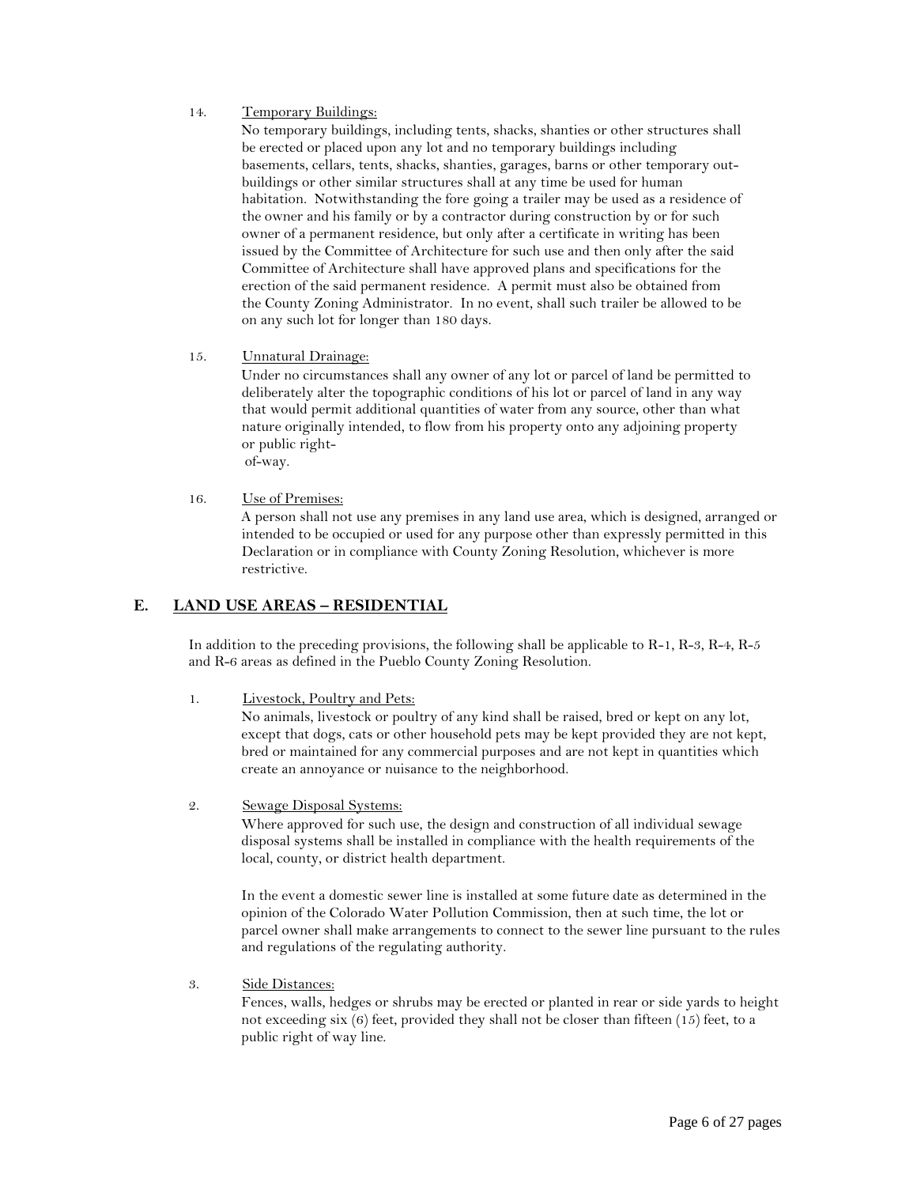14. Temporary Buildings:
    No temporary buildings, including tents, shacks, shanties or other structures shall be erected or placed upon any lot and no temporary buildings including basements, cellars, tents, shacks, shanties, garages, barns or other temporary out-buildings or other similar structures shall at any time be used for human habitation. Notwithstanding the fore going a trailer may be used as a residence of the owner and his family or by a contractor during construction by or for such owner of a permanent residence, but only after a certificate in writing has been issued by the Committee of Architecture for such use and then only after the said Committee of Architecture shall have approved plans and specifications for the erection of the said permanent residence. A permit must also be obtained from the County Zoning Administrator. In no event, shall such trailer be allowed to be on any such lot for longer than 180 days.

15. Unnatural Drainage:
    Under no circumstances shall any owner of any lot or parcel of land be permitted to deliberately alter the topographic conditions of his lot or parcel of land in any way that would permit additional quantities of water from any source, other than what nature originally intended, to flow from his property onto any adjoining property or public right-of-way.

16. Use of Premises:
    A person shall not use any premises in any land use area, which is designed, arranged or intended to be occupied or used for any purpose other than expressly permitted in this Declaration or in compliance with County Zoning Resolution, whichever is more restrictive.

## E. LAND USE AREAS – RESIDENTIAL

In addition to the preceding provisions, the following shall be applicable to R-1, R-3, R-4, R-5 and R-6 areas as defined in the Pueblo County Zoning Resolution.

1. Livestock, Poultry and Pets:
   No animals, livestock or poultry of any kind shall be raised, bred or kept on any lot, except that dogs, cats or other household pets may be kept provided they are not kept, bred or maintained for any commercial purposes and are not kept in quantities which create an annoyance or nuisance to the neighborhood.

2. Sewage Disposal Systems:
   Where approved for such use, the design and construction of all individual sewage disposal systems shall be installed in compliance with the health requirements of the local, county, or district health department.

   In the event a domestic sewer line is installed at some future date as determined in the opinion of the Colorado Water Pollution Commission, then at such time, the lot or parcel owner shall make arrangements to connect to the sewer line pursuant to the rules and regulations of the regulating authority.

3. Side Distances:
   Fences, walls, hedges or shrubs may be erected or planted in rear or side yards to height not exceeding six (6) feet, provided they shall not be closer than fifteen (15) feet, to a public right of way line.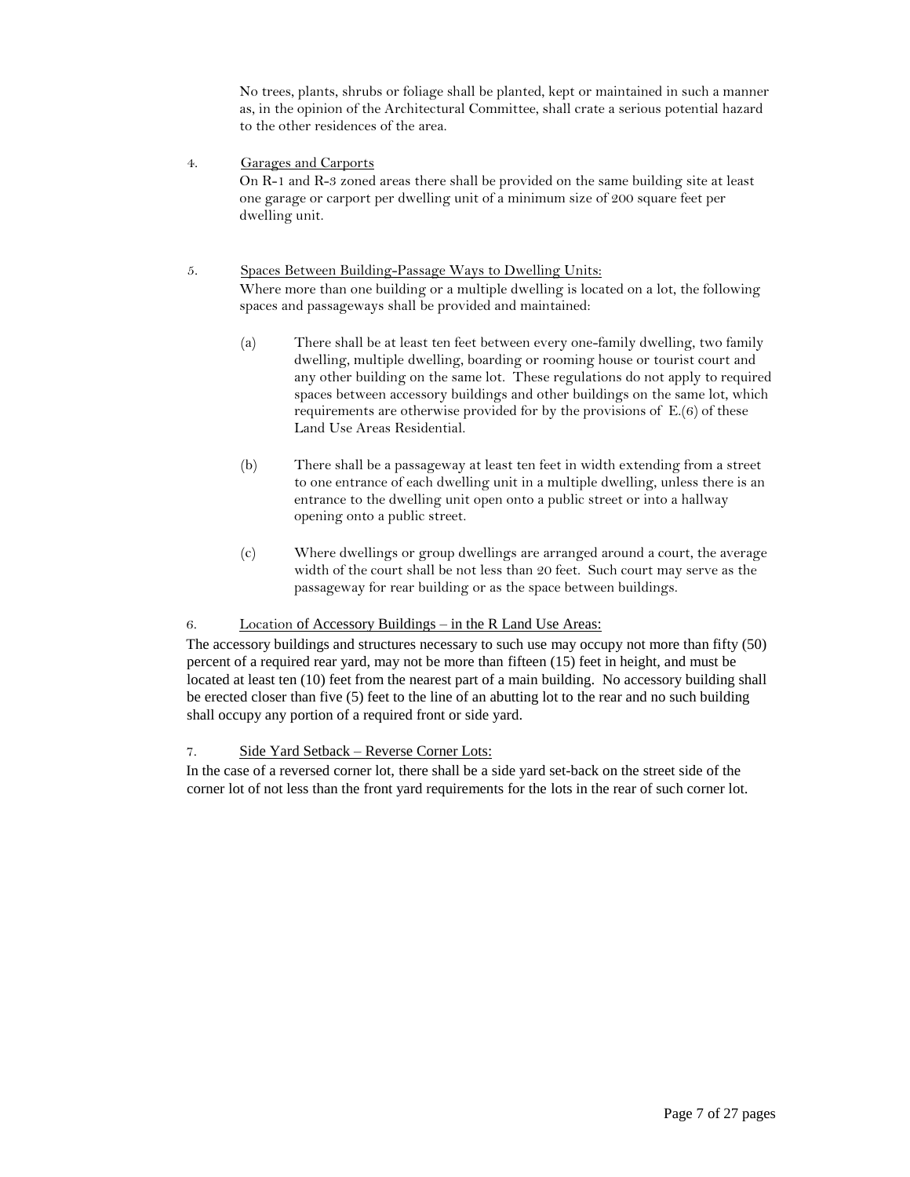No trees, plants, shrubs or foliage shall be planted, kept or maintained in such a manner as, in the opinion of the Architectural Committee, shall crate a serious potential hazard to the other residences of the area.

4. Garages and Carports

On R-1 and R-3 zoned areas there shall be provided on the same building site at least one garage or carport per dwelling unit of a minimum size of 200 square feet per dwelling unit.

5. Spaces Between Building-Passage Ways to Dwelling Units:

Where more than one building or a multiple dwelling is located on a lot, the following spaces and passageways shall be provided and maintained:

(a) There shall be at least ten feet between every one-family dwelling, two family dwelling, multiple dwelling, boarding or rooming house or tourist court and any other building on the same lot. These regulations do not apply to required spaces between accessory buildings and other buildings on the same lot, which requirements are otherwise provided for by the provisions of E.(6) of these Land Use Areas Residential.

(b) There shall be a passageway at least ten feet in width extending from a street to one entrance of each dwelling unit in a multiple dwelling, unless there is an entrance to the dwelling unit open onto a public street or into a hallway opening onto a public street.

(c) Where dwellings or group dwellings are arranged around a court, the average width of the court shall be not less than 20 feet. Such court may serve as the passageway for rear building or as the space between buildings.

6. Location of Accessory Buildings – in the R Land Use Areas:

The accessory buildings and structures necessary to such use may occupy not more than fifty (50) percent of a required rear yard, may not be more than fifteen (15) feet in height, and must be located at least ten (10) feet from the nearest part of a main building. No accessory building shall be erected closer than five (5) feet to the line of an abutting lot to the rear and no such building shall occupy any portion of a required front or side yard.

7. Side Yard Setback – Reverse Corner Lots:

In the case of a reversed corner lot, there shall be a side yard set-back on the street side of the corner lot of not less than the front yard requirements for the lots in the rear of such corner lot.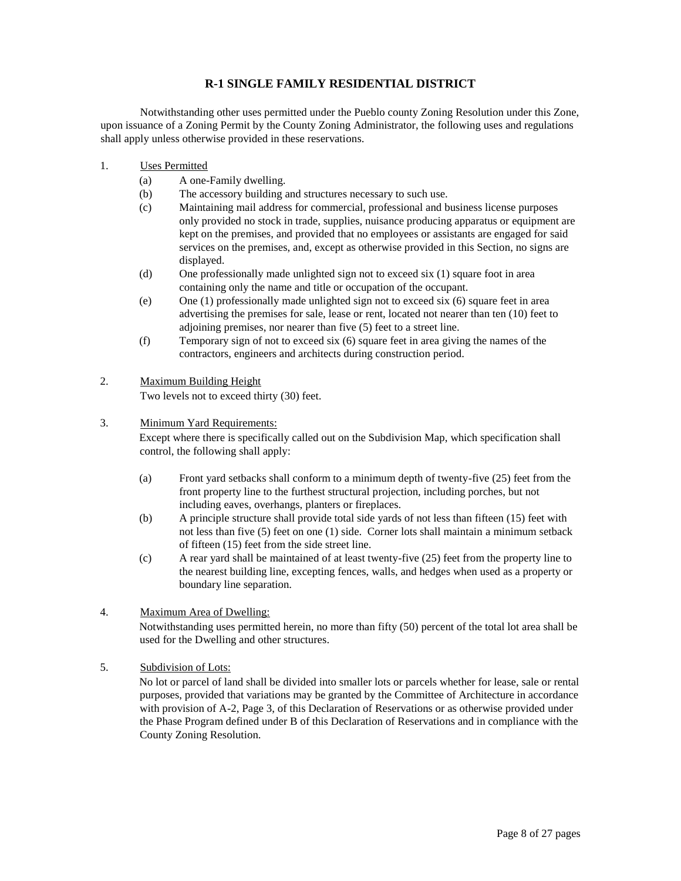## R-1 SINGLE FAMILY RESIDENTIAL DISTRICT

Notwithstanding other uses permitted under the Pueblo county Zoning Resolution under this Zone, upon issuance of a Zoning Permit by the County Zoning Administrator, the following uses and regulations shall apply unless otherwise provided in these reservations.

1. Uses Permitted
   - (a) A one-Family dwelling.
   - (b) The accessory building and structures necessary to such use.
   - (c) Maintaining mail address for commercial, professional and business license purposes only provided no stock in trade, supplies, nuisance producing apparatus or equipment are kept on the premises, and provided that no employees or assistants are engaged for said services on the premises, and, except as otherwise provided in this Section, no signs are displayed.
   - (d) One professionally made unlighted sign not to exceed six (1) square foot in area containing only the name and title or occupation of the occupant.
   - (e) One (1) professionally made unlighted sign not to exceed six (6) square feet in area advertising the premises for sale, lease or rent, located not nearer than ten (10) feet to adjoining premises, nor nearer than five (5) feet to a street line.
   - (f) Temporary sign of not to exceed six (6) square feet in area giving the names of the contractors, engineers and architects during construction period.

2. Maximum Building Height

   Two levels not to exceed thirty (30) feet.

3. Minimum Yard Requirements:

   Except where there is specifically called out on the Subdivision Map, which specification shall control, the following shall apply:

   - (a) Front yard setbacks shall conform to a minimum depth of twenty-five (25) feet from the front property line to the furthest structural projection, including porches, but not including eaves, overhangs, planters or fireplaces.
   - (b) A principle structure shall provide total side yards of not less than fifteen (15) feet with not less than five (5) feet on one (1) side. Corner lots shall maintain a minimum setback of fifteen (15) feet from the side street line.
   - (c) A rear yard shall be maintained of at least twenty-five (25) feet from the property line to the nearest building line, excepting fences, walls, and hedges when used as a property or boundary line separation.

4. Maximum Area of Dwelling:

   Notwithstanding uses permitted herein, no more than fifty (50) percent of the total lot area shall be used for the Dwelling and other structures.

5. Subdivision of Lots:

   No lot or parcel of land shall be divided into smaller lots or parcels whether for lease, sale or rental purposes, provided that variations may be granted by the Committee of Architecture in accordance with provision of A-2, Page 3, of this Declaration of Reservations or as otherwise provided under the Phase Program defined under B of this Declaration of Reservations and in compliance with the County Zoning Resolution.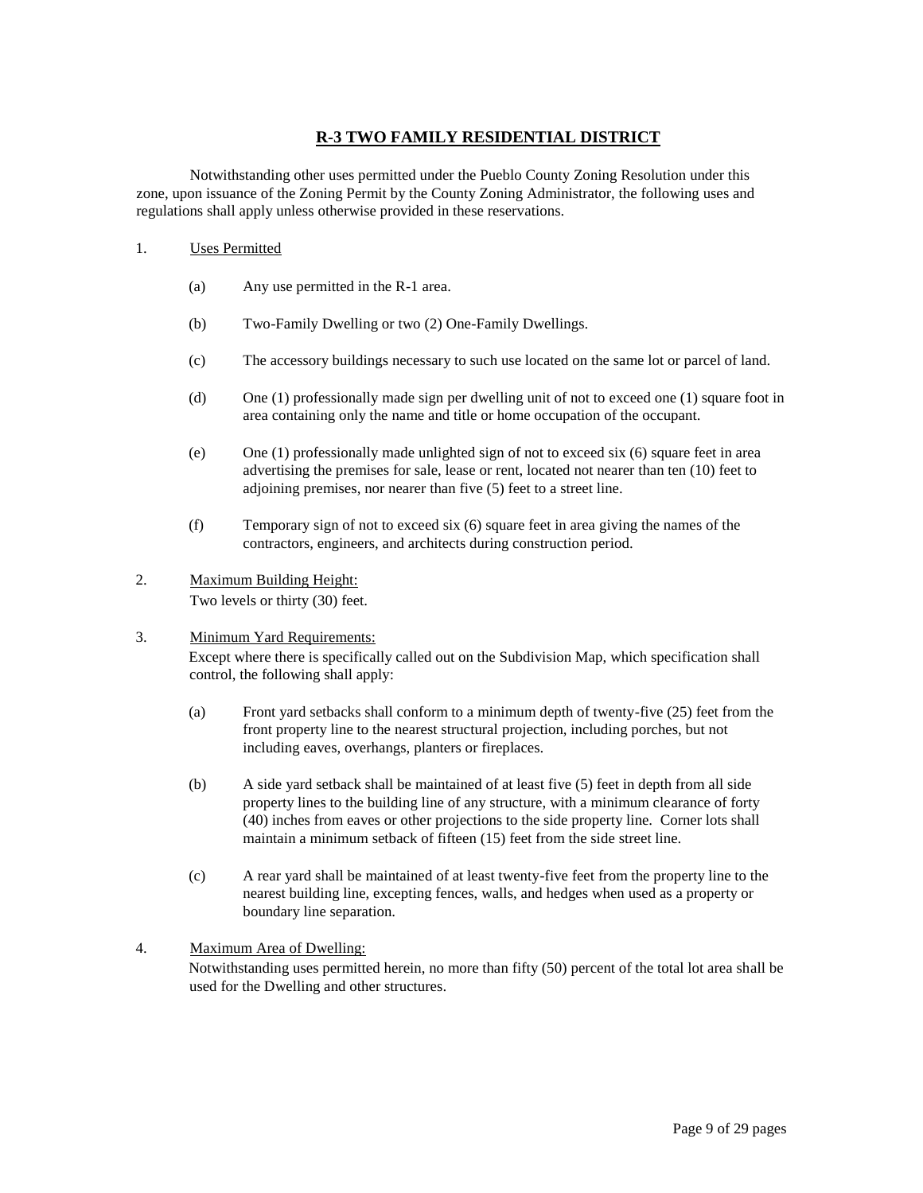## R-3 TWO FAMILY RESIDENTIAL DISTRICT

Notwithstanding other uses permitted under the Pueblo County Zoning Resolution under this zone, upon issuance of the Zoning Permit by the County Zoning Administrator, the following uses and regulations shall apply unless otherwise provided in these reservations.

1. Uses Permitted

   (a) Any use permitted in the R-1 area.

   (b) Two-Family Dwelling or two (2) One-Family Dwellings.

   (c) The accessory buildings necessary to such use located on the same lot or parcel of land.

   (d) One (1) professionally made sign per dwelling unit of not to exceed one (1) square foot in area containing only the name and title or home occupation of the occupant.

   (e) One (1) professionally made unlighted sign of not to exceed six (6) square feet in area advertising the premises for sale, lease or rent, located not nearer than ten (10) feet to adjoining premises, nor nearer than five (5) feet to a street line.

   (f) Temporary sign of not to exceed six (6) square feet in area giving the names of the contractors, engineers, and architects during construction period.

2. Maximum Building Height:
   Two levels or thirty (30) feet.

3. Minimum Yard Requirements:
   Except where there is specifically called out on the Subdivision Map, which specification shall control, the following shall apply:

   (a) Front yard setbacks shall conform to a minimum depth of twenty-five (25) feet from the front property line to the nearest structural projection, including porches, but not including eaves, overhangs, planters or fireplaces.

   (b) A side yard setback shall be maintained of at least five (5) feet in depth from all side property lines to the building line of any structure, with a minimum clearance of forty (40) inches from eaves or other projections to the side property line. Corner lots shall maintain a minimum setback of fifteen (15) feet from the side street line.

   (c) A rear yard shall be maintained of at least twenty-five feet from the property line to the nearest building line, excepting fences, walls, and hedges when used as a property or boundary line separation.

4. Maximum Area of Dwelling:
   Notwithstanding uses permitted herein, no more than fifty (50) percent of the total lot area shall be used for the Dwelling and other structures.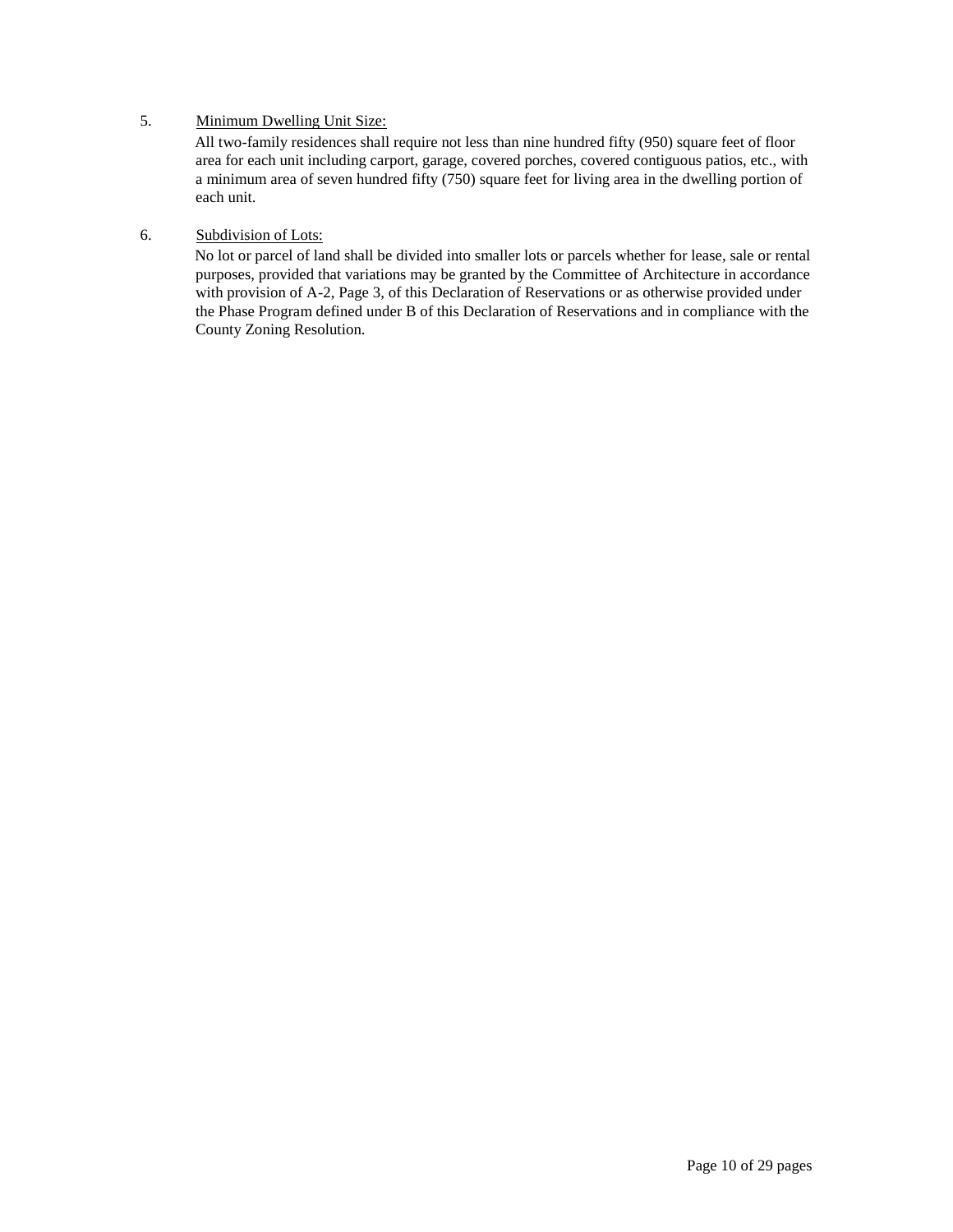5. <u>Minimum Dwelling Unit Size:</u>

   All two-family residences shall require not less than nine hundred fifty (950) square feet of floor area for each unit including carport, garage, covered porches, covered contiguous patios, etc., with a minimum area of seven hundred fifty (750) square feet for living area in the dwelling portion of each unit.

6. <u>Subdivision of Lots:</u>

   No lot or parcel of land shall be divided into smaller lots or parcels whether for lease, sale or rental purposes, provided that variations may be granted by the Committee of Architecture in accordance with provision of A-2, Page 3, of this Declaration of Reservations or as otherwise provided under the Phase Program defined under B of this Declaration of Reservations and in compliance with the County Zoning Resolution.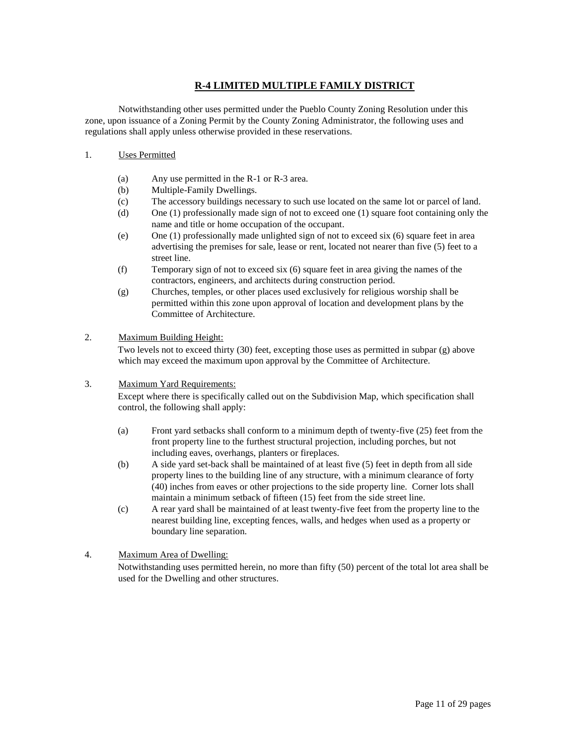## R-4 LIMITED MULTIPLE FAMILY DISTRICT

Notwithstanding other uses permitted under the Pueblo County Zoning Resolution under this zone, upon issuance of a Zoning Permit by the County Zoning Administrator, the following uses and regulations shall apply unless otherwise provided in these reservations.

1. Uses Permitted

    (a) Any use permitted in the R-1 or R-3 area.
    (b) Multiple-Family Dwellings.
    (c) The accessory buildings necessary to such use located on the same lot or parcel of land.
    (d) One (1) professionally made sign of not to exceed one (1) square foot containing only the name and title or home occupation of the occupant.
    (e) One (1) professionally made unlighted sign of not to exceed six (6) square feet in area advertising the premises for sale, lease or rent, located not nearer than five (5) feet to a street line.
    (f) Temporary sign of not to exceed six (6) square feet in area giving the names of the contractors, engineers, and architects during construction period.
    (g) Churches, temples, or other places used exclusively for religious worship shall be permitted within this zone upon approval of location and development plans by the Committee of Architecture.

2. Maximum Building Height:

    Two levels not to exceed thirty (30) feet, excepting those uses as permitted in subpar (g) above which may exceed the maximum upon approval by the Committee of Architecture.

3. Maximum Yard Requirements:

    Except where there is specifically called out on the Subdivision Map, which specification shall control, the following shall apply:

    (a) Front yard setbacks shall conform to a minimum depth of twenty-five (25) feet from the front property line to the furthest structural projection, including porches, but not including eaves, overhangs, planters or fireplaces.
    (b) A side yard set-back shall be maintained of at least five (5) feet in depth from all side property lines to the building line of any structure, with a minimum clearance of forty (40) inches from eaves or other projections to the side property line. Corner lots shall maintain a minimum setback of fifteen (15) feet from the side street line.
    (c) A rear yard shall be maintained of at least twenty-five feet from the property line to the nearest building line, excepting fences, walls, and hedges when used as a property or boundary line separation.

4. Maximum Area of Dwelling:

    Notwithstanding uses permitted herein, no more than fifty (50) percent of the total lot area shall be used for the Dwelling and other structures.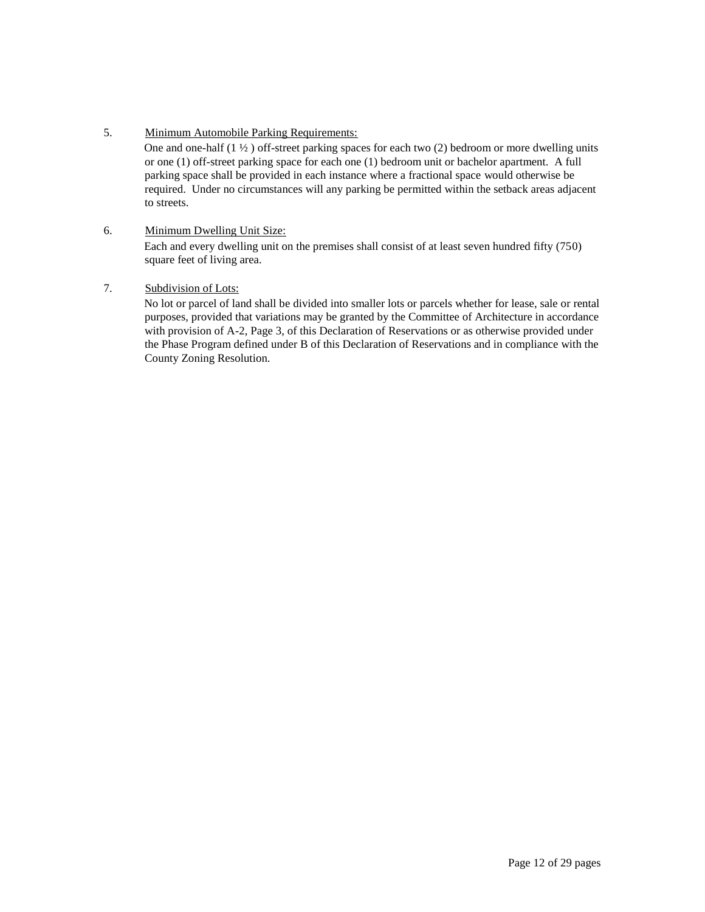5. <u>Minimum Automobile Parking Requirements:</u>

One and one-half (1 ½ ) off-street parking spaces for each two (2) bedroom or more dwelling units or one (1) off-street parking space for each one (1) bedroom unit or bachelor apartment. A full parking space shall be provided in each instance where a fractional space would otherwise be required. Under no circumstances will any parking be permitted within the setback areas adjacent to streets.

6. <u>Minimum Dwelling Unit Size:</u>

Each and every dwelling unit on the premises shall consist of at least seven hundred fifty (750) square feet of living area.

7. <u>Subdivision of Lots:</u>

No lot or parcel of land shall be divided into smaller lots or parcels whether for lease, sale or rental purposes, provided that variations may be granted by the Committee of Architecture in accordance with provision of A-2, Page 3, of this Declaration of Reservations or as otherwise provided under the Phase Program defined under B of this Declaration of Reservations and in compliance with the County Zoning Resolution.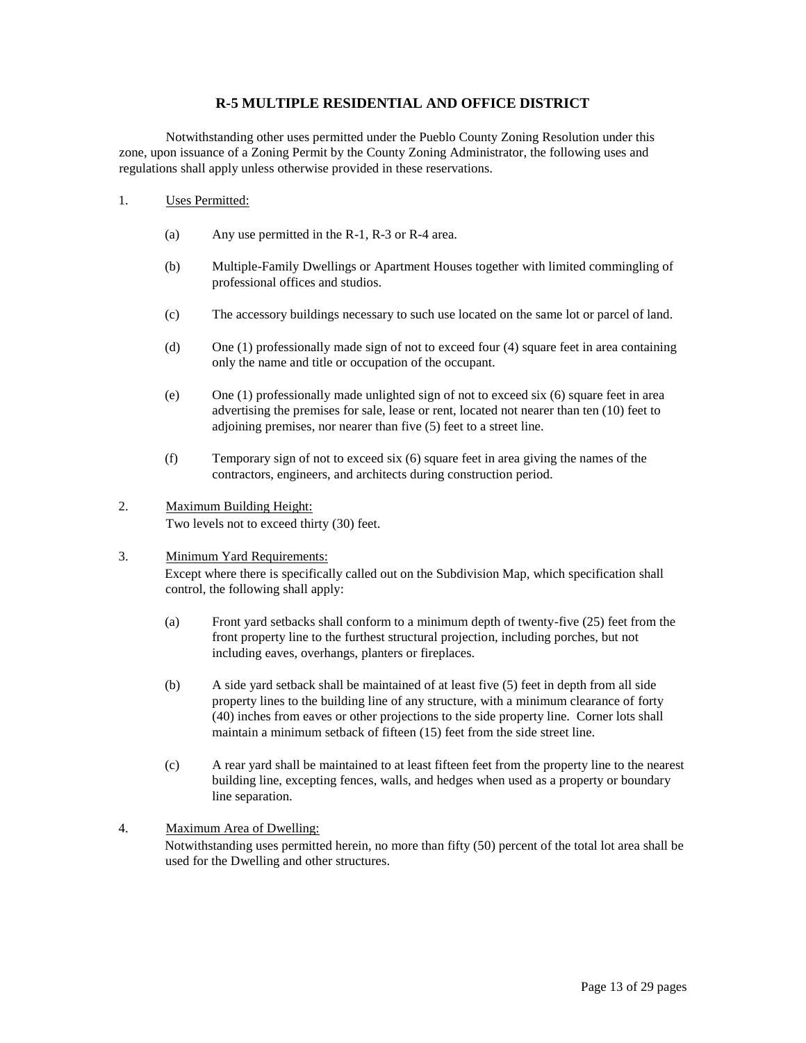## R-5 MULTIPLE RESIDENTIAL AND OFFICE DISTRICT

Notwithstanding other uses permitted under the Pueblo County Zoning Resolution under this zone, upon issuance of a Zoning Permit by the County Zoning Administrator, the following uses and regulations shall apply unless otherwise provided in these reservations.

1. Uses Permitted:

   (a) Any use permitted in the R-1, R-3 or R-4 area.

   (b) Multiple-Family Dwellings or Apartment Houses together with limited commingling of professional offices and studios.

   (c) The accessory buildings necessary to such use located on the same lot or parcel of land.

   (d) One (1) professionally made sign of not to exceed four (4) square feet in area containing only the name and title or occupation of the occupant.

   (e) One (1) professionally made unlighted sign of not to exceed six (6) square feet in area advertising the premises for sale, lease or rent, located not nearer than ten (10) feet to adjoining premises, nor nearer than five (5) feet to a street line.

   (f) Temporary sign of not to exceed six (6) square feet in area giving the names of the contractors, engineers, and architects during construction period.

2. Maximum Building Height:
   Two levels not to exceed thirty (30) feet.

3. Minimum Yard Requirements:
   Except where there is specifically called out on the Subdivision Map, which specification shall control, the following shall apply:

   (a) Front yard setbacks shall conform to a minimum depth of twenty-five (25) feet from the front property line to the furthest structural projection, including porches, but not including eaves, overhangs, planters or fireplaces.

   (b) A side yard setback shall be maintained of at least five (5) feet in depth from all side property lines to the building line of any structure, with a minimum clearance of forty (40) inches from eaves or other projections to the side property line. Corner lots shall maintain a minimum setback of fifteen (15) feet from the side street line.

   (c) A rear yard shall be maintained to at least fifteen feet from the property line to the nearest building line, excepting fences, walls, and hedges when used as a property or boundary line separation.

4. Maximum Area of Dwelling:
   Notwithstanding uses permitted herein, no more than fifty (50) percent of the total lot area shall be used for the Dwelling and other structures.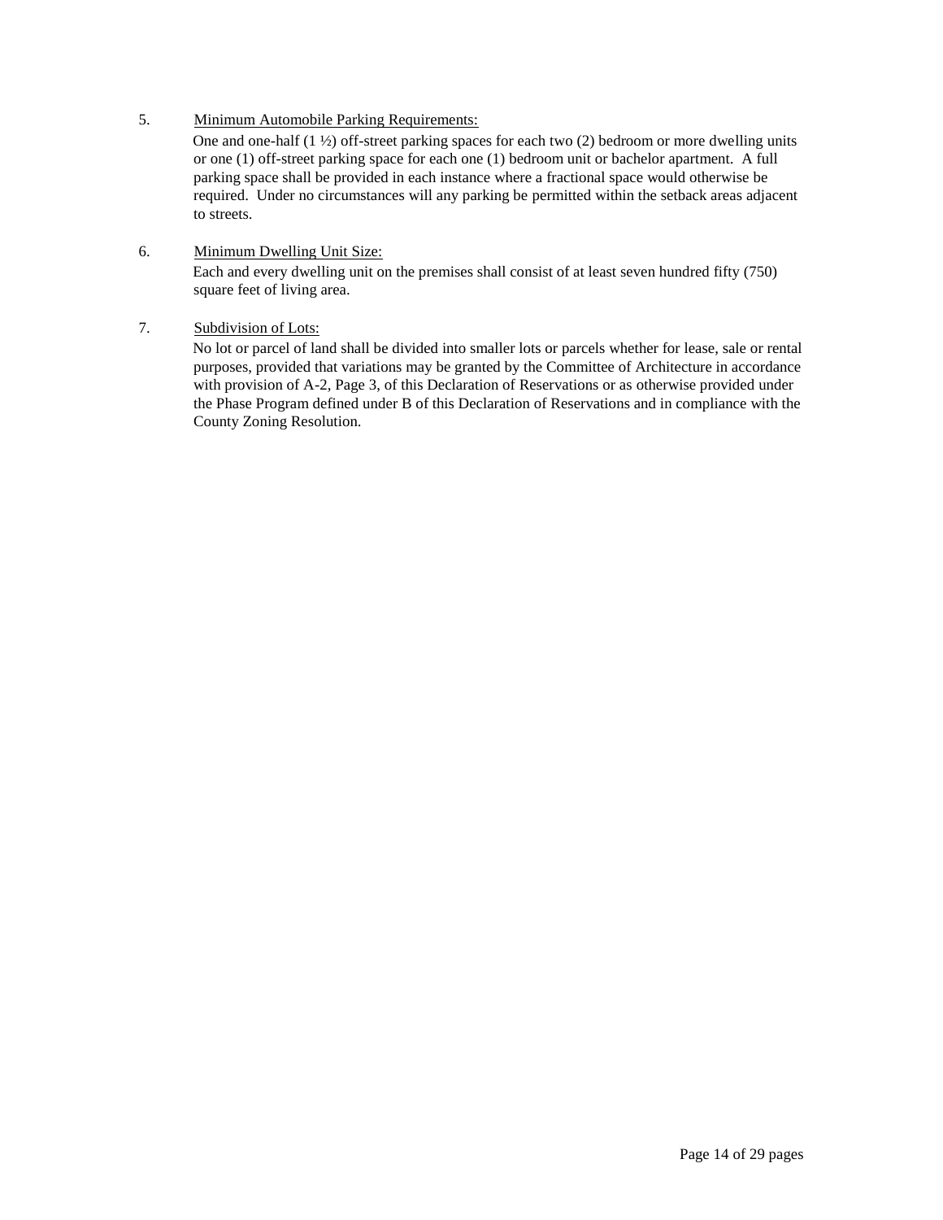5. <u>Minimum Automobile Parking Requirements:</u>

   One and one-half (1 ½) off-street parking spaces for each two (2) bedroom or more dwelling units or one (1) off-street parking space for each one (1) bedroom unit or bachelor apartment. A full parking space shall be provided in each instance where a fractional space would otherwise be required. Under no circumstances will any parking be permitted within the setback areas adjacent to streets.

6. <u>Minimum Dwelling Unit Size:</u>

   Each and every dwelling unit on the premises shall consist of at least seven hundred fifty (750) square feet of living area.

7. <u>Subdivision of Lots:</u>

   No lot or parcel of land shall be divided into smaller lots or parcels whether for lease, sale or rental purposes, provided that variations may be granted by the Committee of Architecture in accordance with provision of A-2, Page 3, of this Declaration of Reservations or as otherwise provided under the Phase Program defined under B of this Declaration of Reservations and in compliance with the County Zoning Resolution.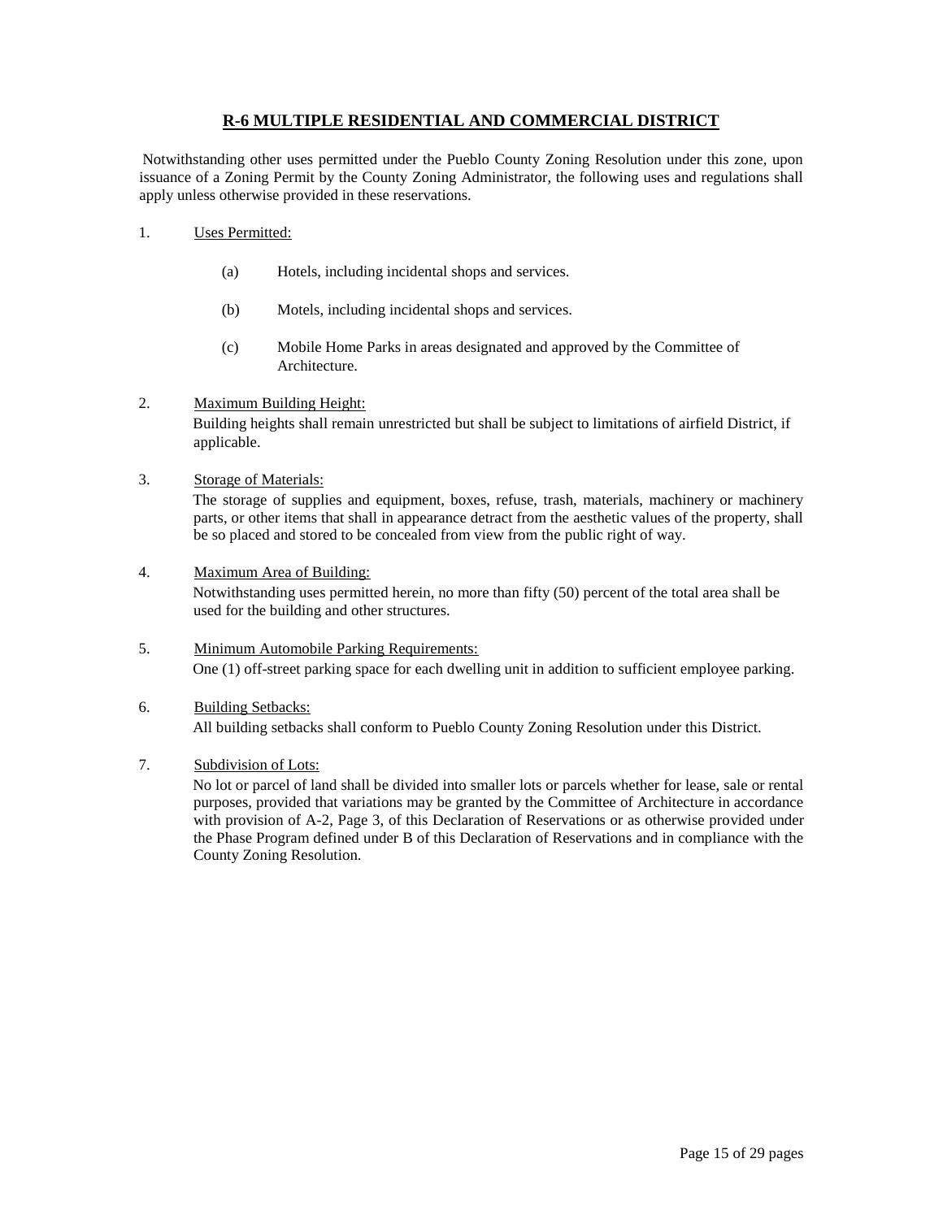## R-6 MULTIPLE RESIDENTIAL AND COMMERCIAL DISTRICT

Notwithstanding other uses permitted under the Pueblo County Zoning Resolution under this zone, upon issuance of a Zoning Permit by the County Zoning Administrator, the following uses and regulations shall apply unless otherwise provided in these reservations.

1. Uses Permitted:

   (a) Hotels, including incidental shops and services.

   (b) Motels, including incidental shops and services.

   (c) Mobile Home Parks in areas designated and approved by the Committee of Architecture.

2. Maximum Building Height:
   Building heights shall remain unrestricted but shall be subject to limitations of airfield District, if applicable.

3. Storage of Materials:
   The storage of supplies and equipment, boxes, refuse, trash, materials, machinery or machinery parts, or other items that shall in appearance detract from the aesthetic values of the property, shall be so placed and stored to be concealed from view from the public right of way.

4. Maximum Area of Building:
   Notwithstanding uses permitted herein, no more than fifty (50) percent of the total area shall be used for the building and other structures.

5. Minimum Automobile Parking Requirements:
   One (1) off-street parking space for each dwelling unit in addition to sufficient employee parking.

6. Building Setbacks:
   All building setbacks shall conform to Pueblo County Zoning Resolution under this District.

7. Subdivision of Lots:
   No lot or parcel of land shall be divided into smaller lots or parcels whether for lease, sale or rental purposes, provided that variations may be granted by the Committee of Architecture in accordance with provision of A-2, Page 3, of this Declaration of Reservations or as otherwise provided under the Phase Program defined under B of this Declaration of Reservations and in compliance with the County Zoning Resolution.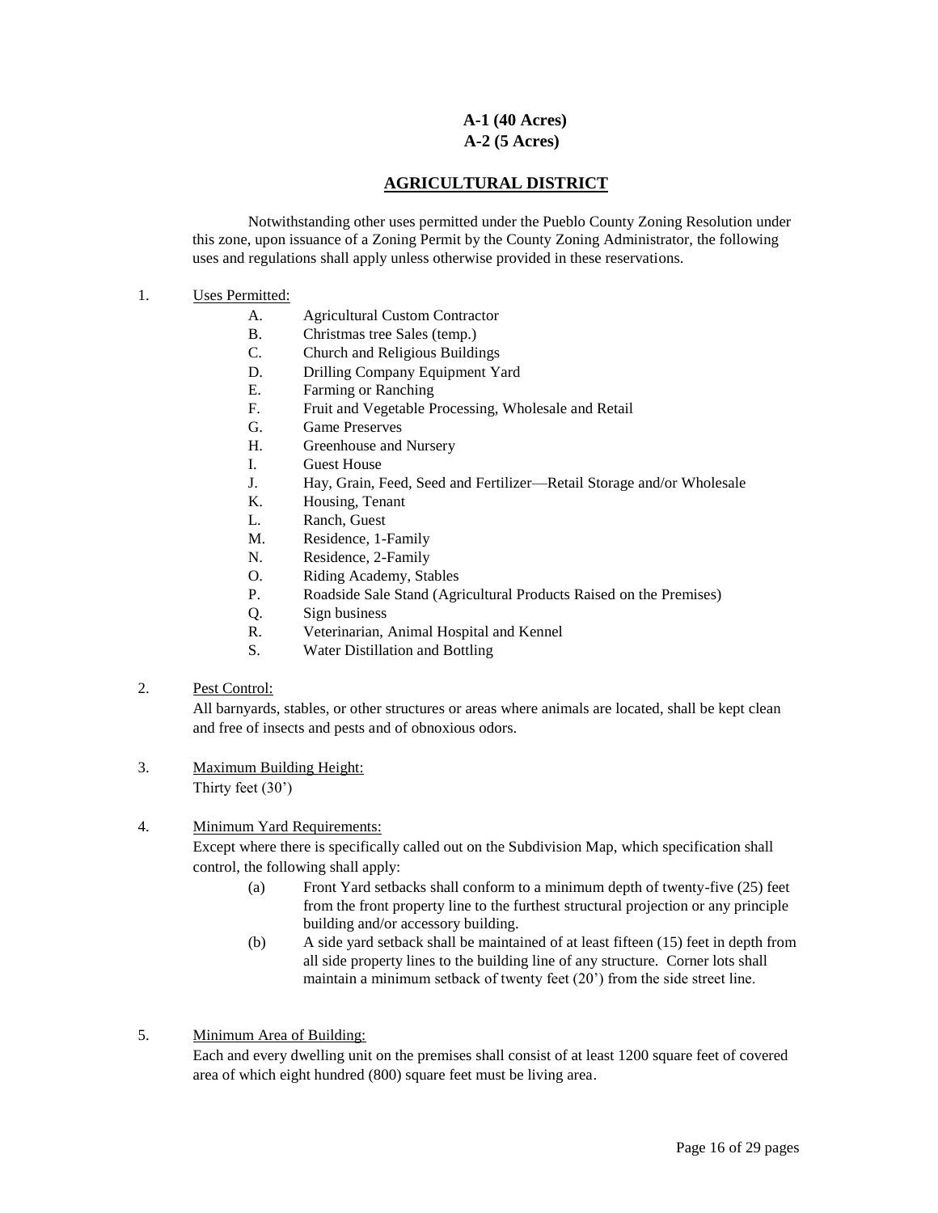**A-1 (40 Acres)**
**A-2 (5 Acres)**

## AGRICULTURAL DISTRICT

Notwithstanding other uses permitted under the Pueblo County Zoning Resolution under this zone, upon issuance of a Zoning Permit by the County Zoning Administrator, the following uses and regulations shall apply unless otherwise provided in these reservations.

1. Uses Permitted:
   - A. Agricultural Custom Contractor
   - B. Christmas tree Sales (temp.)
   - C. Church and Religious Buildings
   - D. Drilling Company Equipment Yard
   - E. Farming or Ranching
   - F. Fruit and Vegetable Processing, Wholesale and Retail
   - G. Game Preserves
   - H. Greenhouse and Nursery
   - I. Guest House
   - J. Hay, Grain, Feed, Seed and Fertilizer—Retail Storage and/or Wholesale
   - K. Housing, Tenant
   - L. Ranch, Guest
   - M. Residence, 1-Family
   - N. Residence, 2-Family
   - O. Riding Academy, Stables
   - P. Roadside Sale Stand (Agricultural Products Raised on the Premises)
   - Q. Sign business
   - R. Veterinarian, Animal Hospital and Kennel
   - S. Water Distillation and Bottling

2. Pest Control:
   All barnyards, stables, or other structures or areas where animals are located, shall be kept clean and free of insects and pests and of obnoxious odors.

3. Maximum Building Height:
   Thirty feet (30')

4. Minimum Yard Requirements:
   Except where there is specifically called out on the Subdivision Map, which specification shall control, the following shall apply:
   - (a) Front Yard setbacks shall conform to a minimum depth of twenty-five (25) feet from the front property line to the furthest structural projection or any principle building and/or accessory building.
   - (b) A side yard setback shall be maintained of at least fifteen (15) feet in depth from all side property lines to the building line of any structure. Corner lots shall maintain a minimum setback of twenty feet (20') from the side street line.

5. Minimum Area of Building:
   Each and every dwelling unit on the premises shall consist of at least 1200 square feet of covered area of which eight hundred (800) square feet must be living area.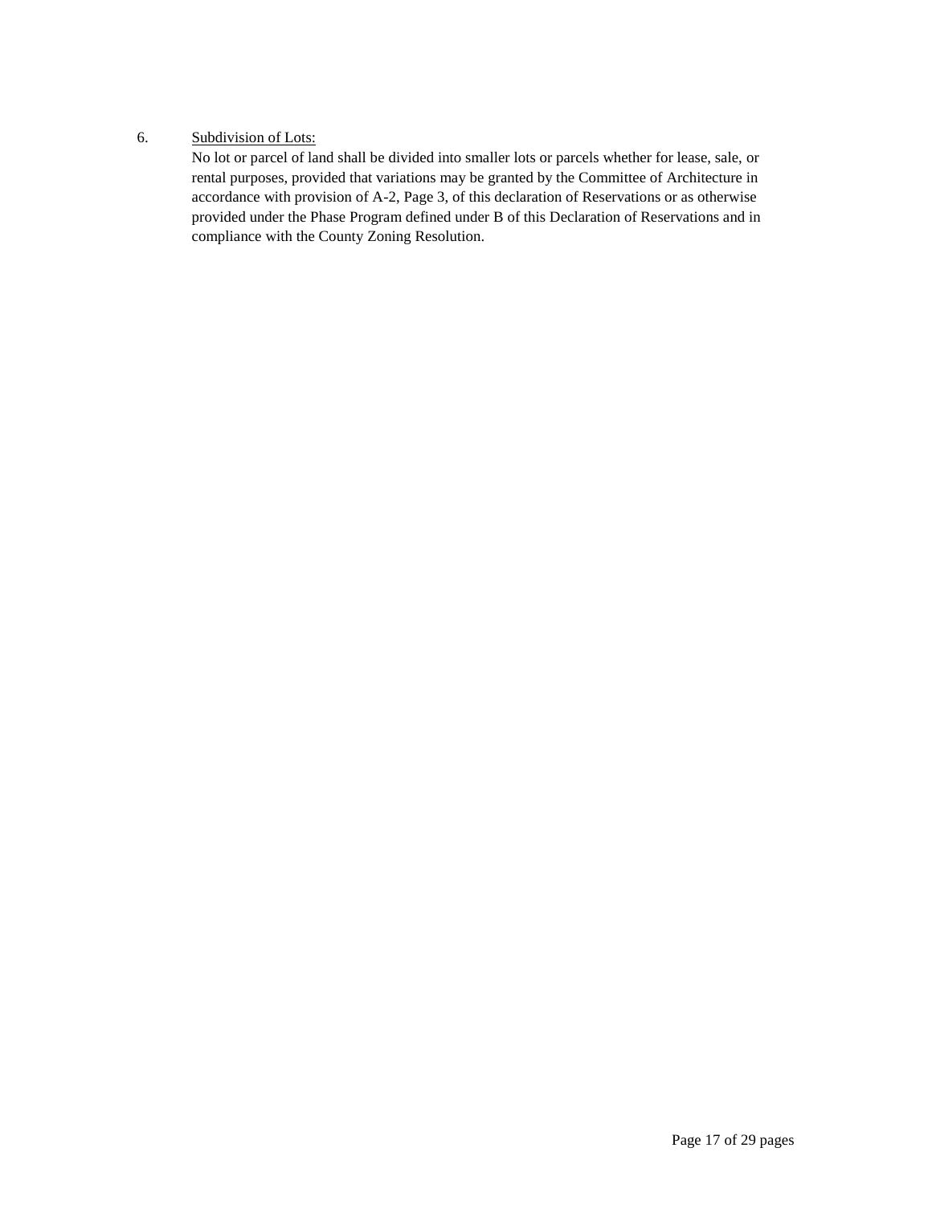6. <u>Subdivision of Lots:</u>

   No lot or parcel of land shall be divided into smaller lots or parcels whether for lease, sale, or rental purposes, provided that variations may be granted by the Committee of Architecture in accordance with provision of A-2, Page 3, of this declaration of Reservations or as otherwise provided under the Phase Program defined under B of this Declaration of Reservations and in compliance with the County Zoning Resolution.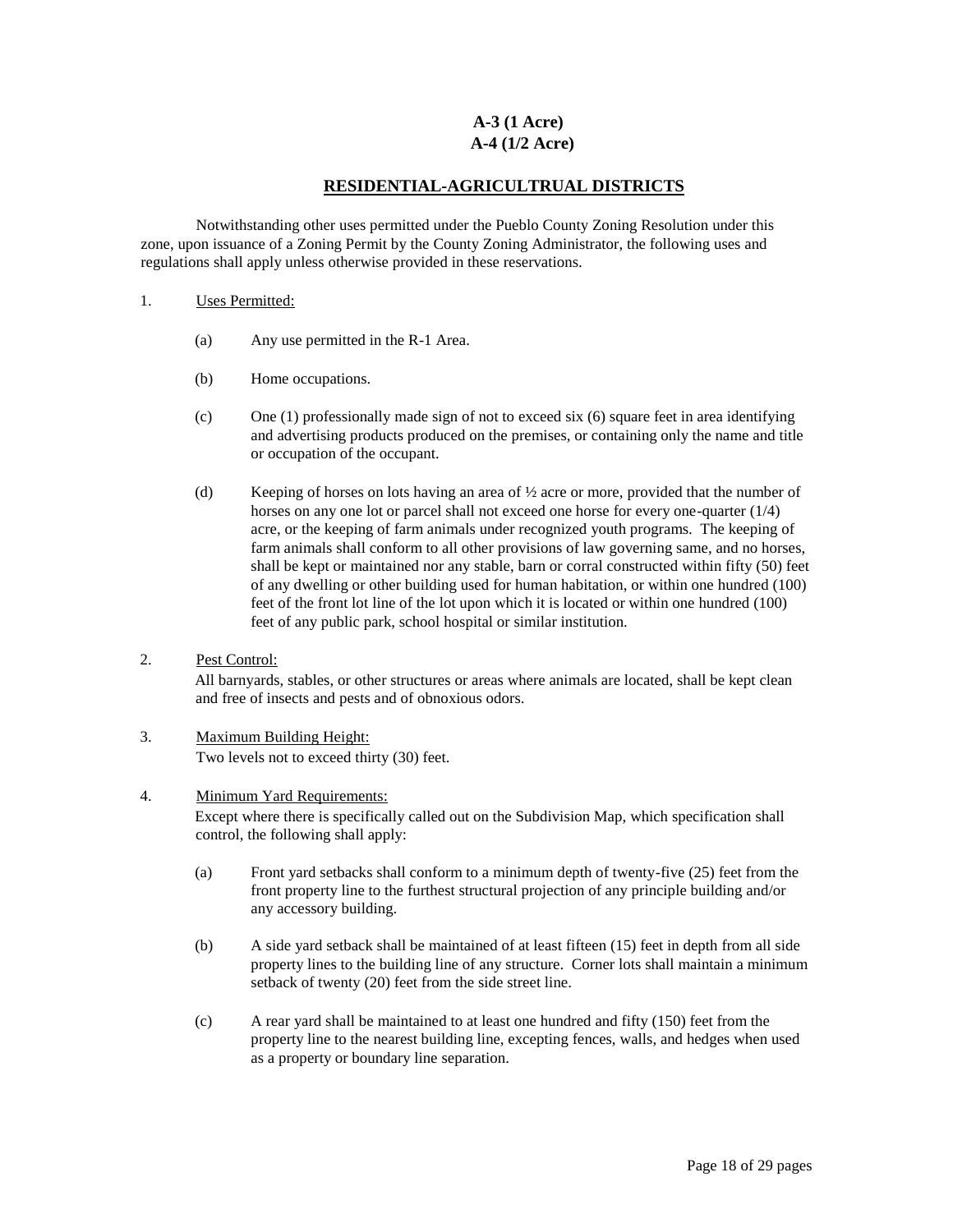# A-3 (1 Acre)
# A-4 (1/2 Acre)

## RESIDENTIAL-AGRICULTRUAL DISTRICTS

Notwithstanding other uses permitted under the Pueblo County Zoning Resolution under this zone, upon issuance of a Zoning Permit by the County Zoning Administrator, the following uses and regulations shall apply unless otherwise provided in these reservations.

1. Uses Permitted:

   (a) Any use permitted in the R-1 Area.

   (b) Home occupations.

   (c) One (1) professionally made sign of not to exceed six (6) square feet in area identifying and advertising products produced on the premises, or containing only the name and title or occupation of the occupant.

   (d) Keeping of horses on lots having an area of ½ acre or more, provided that the number of horses on any one lot or parcel shall not exceed one horse for every one-quarter (1/4) acre, or the keeping of farm animals under recognized youth programs. The keeping of farm animals shall conform to all other provisions of law governing same, and no horses, shall be kept or maintained nor any stable, barn or corral constructed within fifty (50) feet of any dwelling or other building used for human habitation, or within one hundred (100) feet of the front lot line of the lot upon which it is located or within one hundred (100) feet of any public park, school hospital or similar institution.

2. Pest Control:
   All barnyards, stables, or other structures or areas where animals are located, shall be kept clean and free of insects and pests and of obnoxious odors.

3. Maximum Building Height:
   Two levels not to exceed thirty (30) feet.

4. Minimum Yard Requirements:
   Except where there is specifically called out on the Subdivision Map, which specification shall control, the following shall apply:

   (a) Front yard setbacks shall conform to a minimum depth of twenty-five (25) feet from the front property line to the furthest structural projection of any principle building and/or any accessory building.

   (b) A side yard setback shall be maintained of at least fifteen (15) feet in depth from all side property lines to the building line of any structure. Corner lots shall maintain a minimum setback of twenty (20) feet from the side street line.

   (c) A rear yard shall be maintained to at least one hundred and fifty (150) feet from the property line to the nearest building line, excepting fences, walls, and hedges when used as a property or boundary line separation.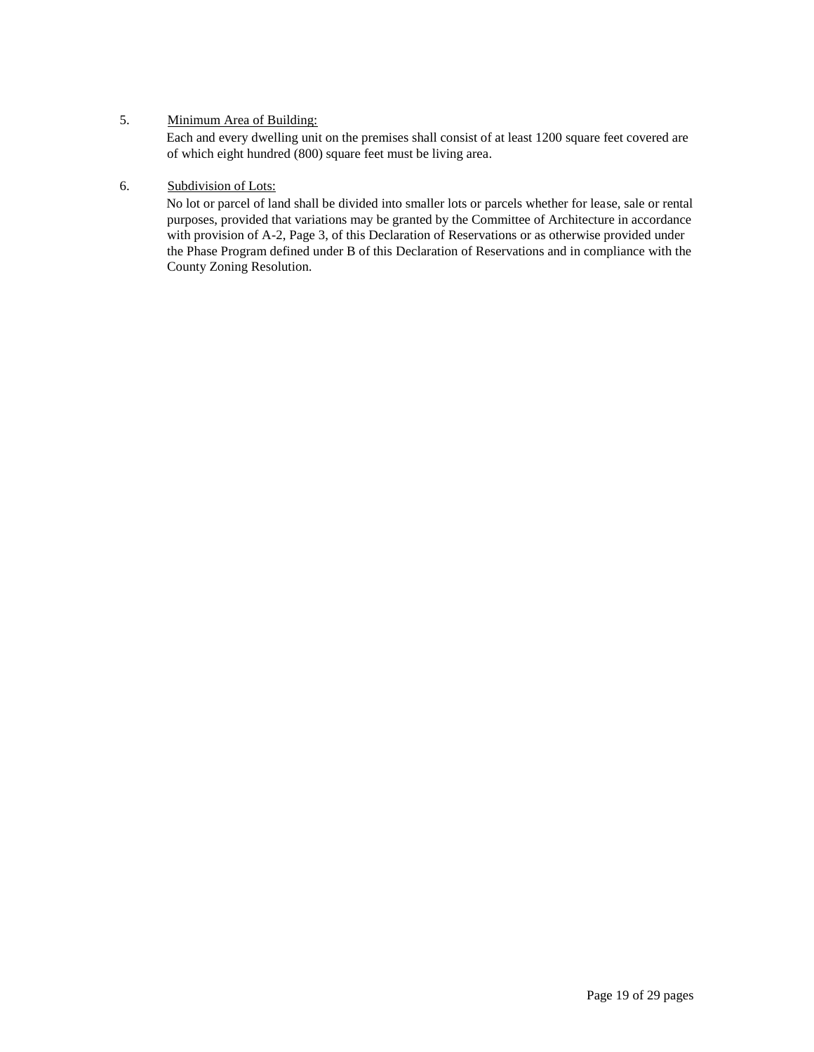5. <u>Minimum Area of Building:</u>

   Each and every dwelling unit on the premises shall consist of at least 1200 square feet covered are of which eight hundred (800) square feet must be living area.

6. <u>Subdivision of Lots:</u>

   No lot or parcel of land shall be divided into smaller lots or parcels whether for lease, sale or rental purposes, provided that variations may be granted by the Committee of Architecture in accordance with provision of A-2, Page 3, of this Declaration of Reservations or as otherwise provided under the Phase Program defined under B of this Declaration of Reservations and in compliance with the County Zoning Resolution.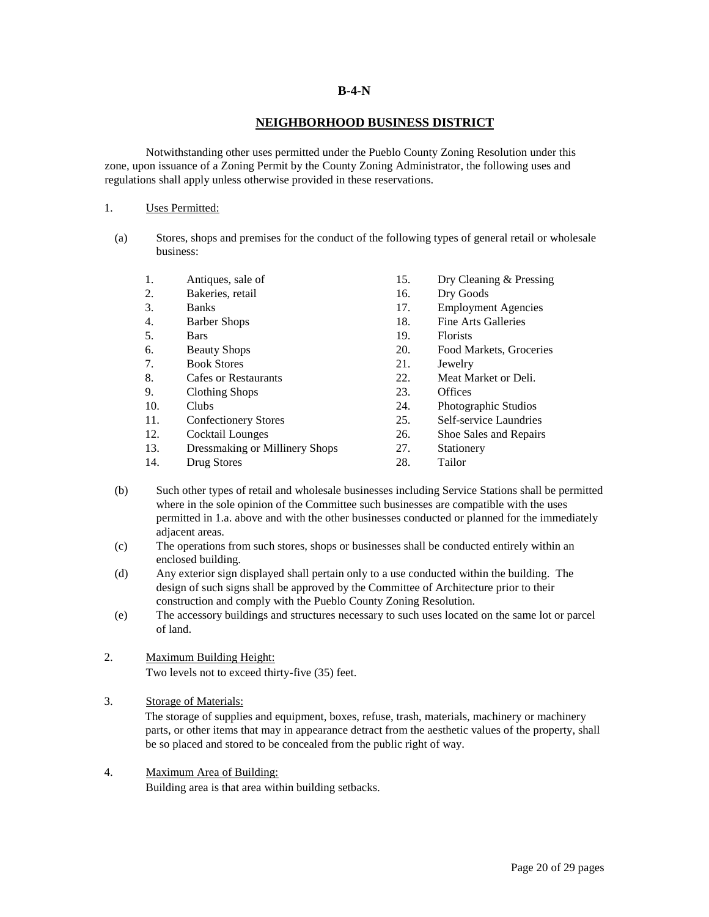# B-4-N

## NEIGHBORHOOD BUSINESS DISTRICT

Notwithstanding other uses permitted under the Pueblo County Zoning Resolution under this zone, upon issuance of a Zoning Permit by the County Zoning Administrator, the following uses and regulations shall apply unless otherwise provided in these reservations.

1. Uses Permitted:

(a) Stores, shops and premises for the conduct of the following types of general retail or wholesale business:

1. Antiques, sale of
2. Bakeries, retail
3. Banks
4. Barber Shops
5. Bars
6. Beauty Shops
7. Book Stores
8. Cafes or Restaurants
9. Clothing Shops
10. Clubs
11. Confectionery Stores
12. Cocktail Lounges
13. Dressmaking or Millinery Shops
14. Drug Stores
15. Dry Cleaning & Pressing
16. Dry Goods
17. Employment Agencies
18. Fine Arts Galleries
19. Florists
20. Food Markets, Groceries
21. Jewelry
22. Meat Market or Deli.
23. Offices
24. Photographic Studios
25. Self-service Laundries
26. Shoe Sales and Repairs
27. Stationery
28. Tailor

(b) Such other types of retail and wholesale businesses including Service Stations shall be permitted where in the sole opinion of the Committee such businesses are compatible with the uses permitted in 1.a. above and with the other businesses conducted or planned for the immediately adjacent areas.

(c) The operations from such stores, shops or businesses shall be conducted entirely within an enclosed building.

(d) Any exterior sign displayed shall pertain only to a use conducted within the building. The design of such signs shall be approved by the Committee of Architecture prior to their construction and comply with the Pueblo County Zoning Resolution.

(e) The accessory buildings and structures necessary to such uses located on the same lot or parcel of land.

2. Maximum Building Height:
Two levels not to exceed thirty-five (35) feet.

3. Storage of Materials:
The storage of supplies and equipment, boxes, refuse, trash, materials, machinery or machinery parts, or other items that may in appearance detract from the aesthetic values of the property, shall be so placed and stored to be concealed from the public right of way.

4. Maximum Area of Building:
Building area is that area within building setbacks.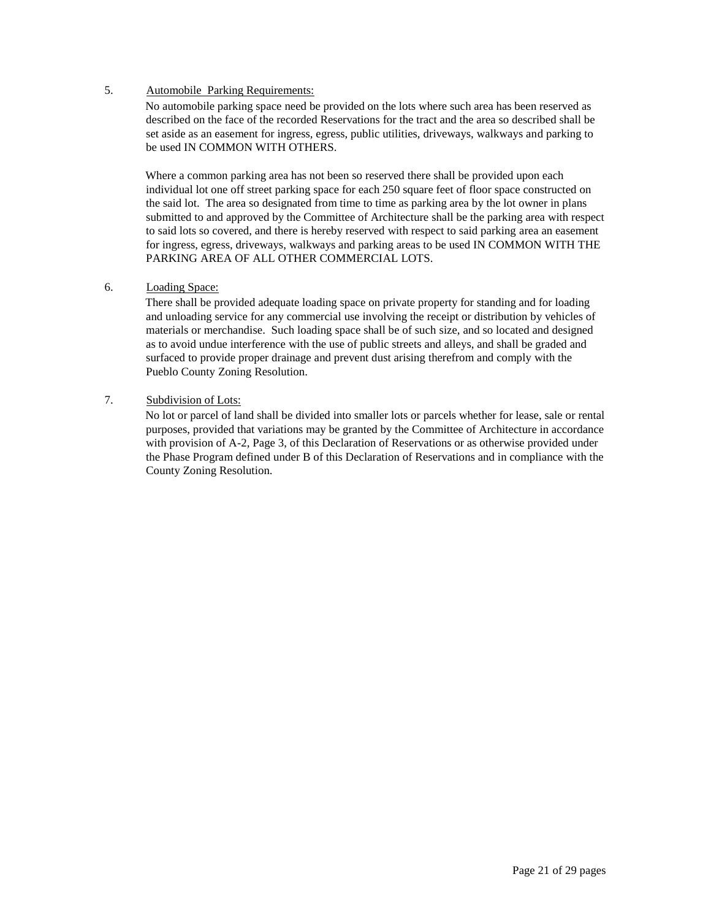5. Automobile Parking Requirements:

No automobile parking space need be provided on the lots where such area has been reserved as described on the face of the recorded Reservations for the tract and the area so described shall be set aside as an easement for ingress, egress, public utilities, driveways, walkways and parking to be used IN COMMON WITH OTHERS.

Where a common parking area has not been so reserved there shall be provided upon each individual lot one off street parking space for each 250 square feet of floor space constructed on the said lot. The area so designated from time to time as parking area by the lot owner in plans submitted to and approved by the Committee of Architecture shall be the parking area with respect to said lots so covered, and there is hereby reserved with respect to said parking area an easement for ingress, egress, driveways, walkways and parking areas to be used IN COMMON WITH THE PARKING AREA OF ALL OTHER COMMERCIAL LOTS.

6. Loading Space:

There shall be provided adequate loading space on private property for standing and for loading and unloading service for any commercial use involving the receipt or distribution by vehicles of materials or merchandise. Such loading space shall be of such size, and so located and designed as to avoid undue interference with the use of public streets and alleys, and shall be graded and surfaced to provide proper drainage and prevent dust arising therefrom and comply with the Pueblo County Zoning Resolution.

7. Subdivision of Lots:

No lot or parcel of land shall be divided into smaller lots or parcels whether for lease, sale or rental purposes, provided that variations may be granted by the Committee of Architecture in accordance with provision of A-2, Page 3, of this Declaration of Reservations or as otherwise provided under the Phase Program defined under B of this Declaration of Reservations and in compliance with the County Zoning Resolution.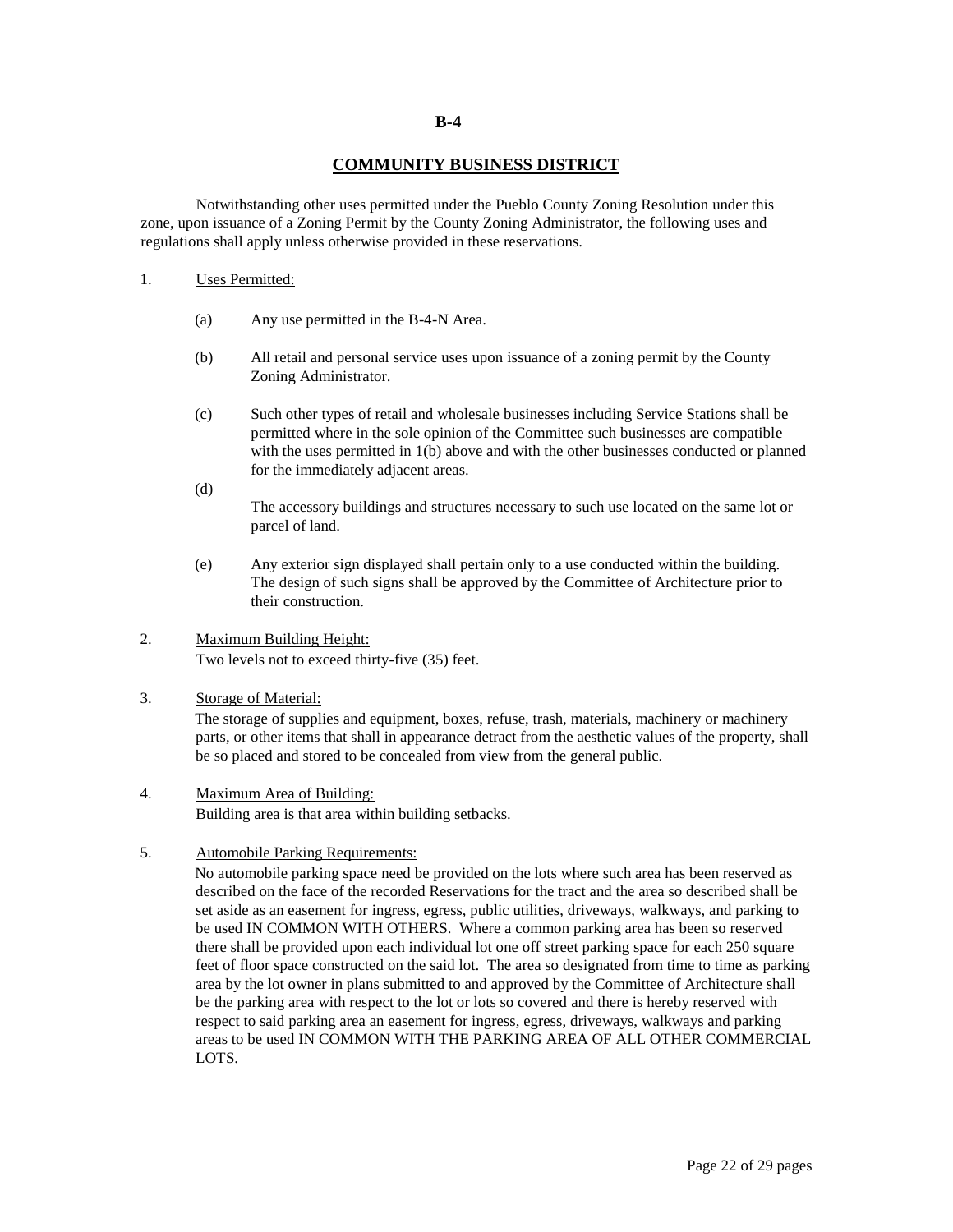# B-4

## COMMUNITY BUSINESS DISTRICT

Notwithstanding other uses permitted under the Pueblo County Zoning Resolution under this zone, upon issuance of a Zoning Permit by the County Zoning Administrator, the following uses and regulations shall apply unless otherwise provided in these reservations.

1. Uses Permitted:

   (a) Any use permitted in the B-4-N Area.

   (b) All retail and personal service uses upon issuance of a zoning permit by the County Zoning Administrator.

   (c) Such other types of retail and wholesale businesses including Service Stations shall be permitted where in the sole opinion of the Committee such businesses are compatible with the uses permitted in 1(b) above and with the other businesses conducted or planned for the immediately adjacent areas.

   (d) The accessory buildings and structures necessary to such use located on the same lot or parcel of land.

   (e) Any exterior sign displayed shall pertain only to a use conducted within the building. The design of such signs shall be approved by the Committee of Architecture prior to their construction.

2. Maximum Building Height:
   Two levels not to exceed thirty-five (35) feet.

3. Storage of Material:
   The storage of supplies and equipment, boxes, refuse, trash, materials, machinery or machinery parts, or other items that shall in appearance detract from the aesthetic values of the property, shall be so placed and stored to be concealed from view from the general public.

4. Maximum Area of Building:
   Building area is that area within building setbacks.

5. Automobile Parking Requirements:
   No automobile parking space need be provided on the lots where such area has been reserved as described on the face of the recorded Reservations for the tract and the area so described shall be set aside as an easement for ingress, egress, public utilities, driveways, walkways, and parking to be used IN COMMON WITH OTHERS. Where a common parking area has been so reserved there shall be provided upon each individual lot one off street parking space for each 250 square feet of floor space constructed on the said lot. The area so designated from time to time as parking area by the lot owner in plans submitted to and approved by the Committee of Architecture shall be the parking area with respect to the lot or lots so covered and there is hereby reserved with respect to said parking area an easement for ingress, egress, driveways, walkways and parking areas to be used IN COMMON WITH THE PARKING AREA OF ALL OTHER COMMERCIAL LOTS.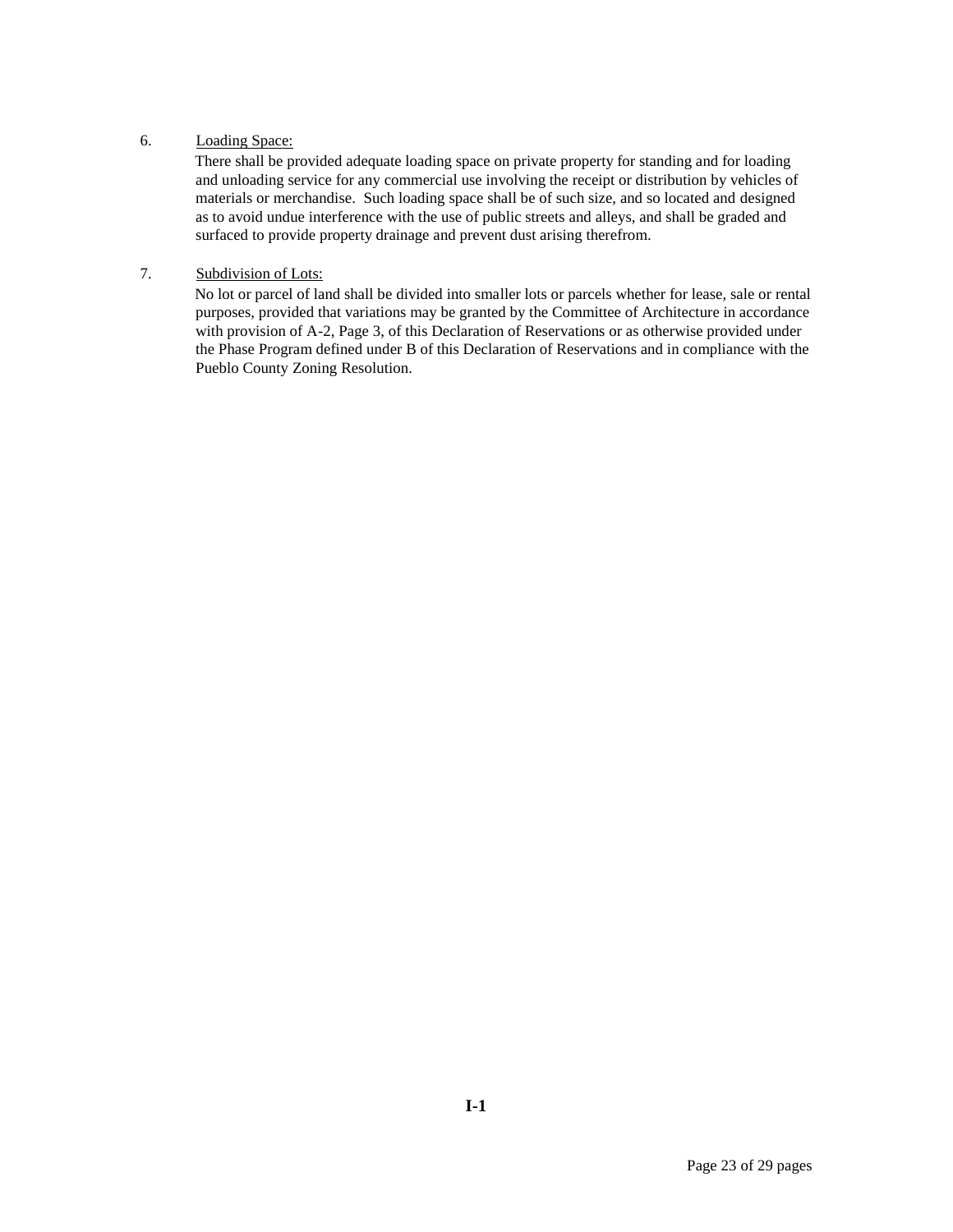6. <u>Loading Space:</u>

   There shall be provided adequate loading space on private property for standing and for loading and unloading service for any commercial use involving the receipt or distribution by vehicles of materials or merchandise. Such loading space shall be of such size, and so located and designed as to avoid undue interference with the use of public streets and alleys, and shall be graded and surfaced to provide property drainage and prevent dust arising therefrom.

7. <u>Subdivision of Lots:</u>

   No lot or parcel of land shall be divided into smaller lots or parcels whether for lease, sale or rental purposes, provided that variations may be granted by the Committee of Architecture in accordance with provision of A-2, Page 3, of this Declaration of Reservations or as otherwise provided under the Phase Program defined under B of this Declaration of Reservations and in compliance with the Pueblo County Zoning Resolution.

**I-1**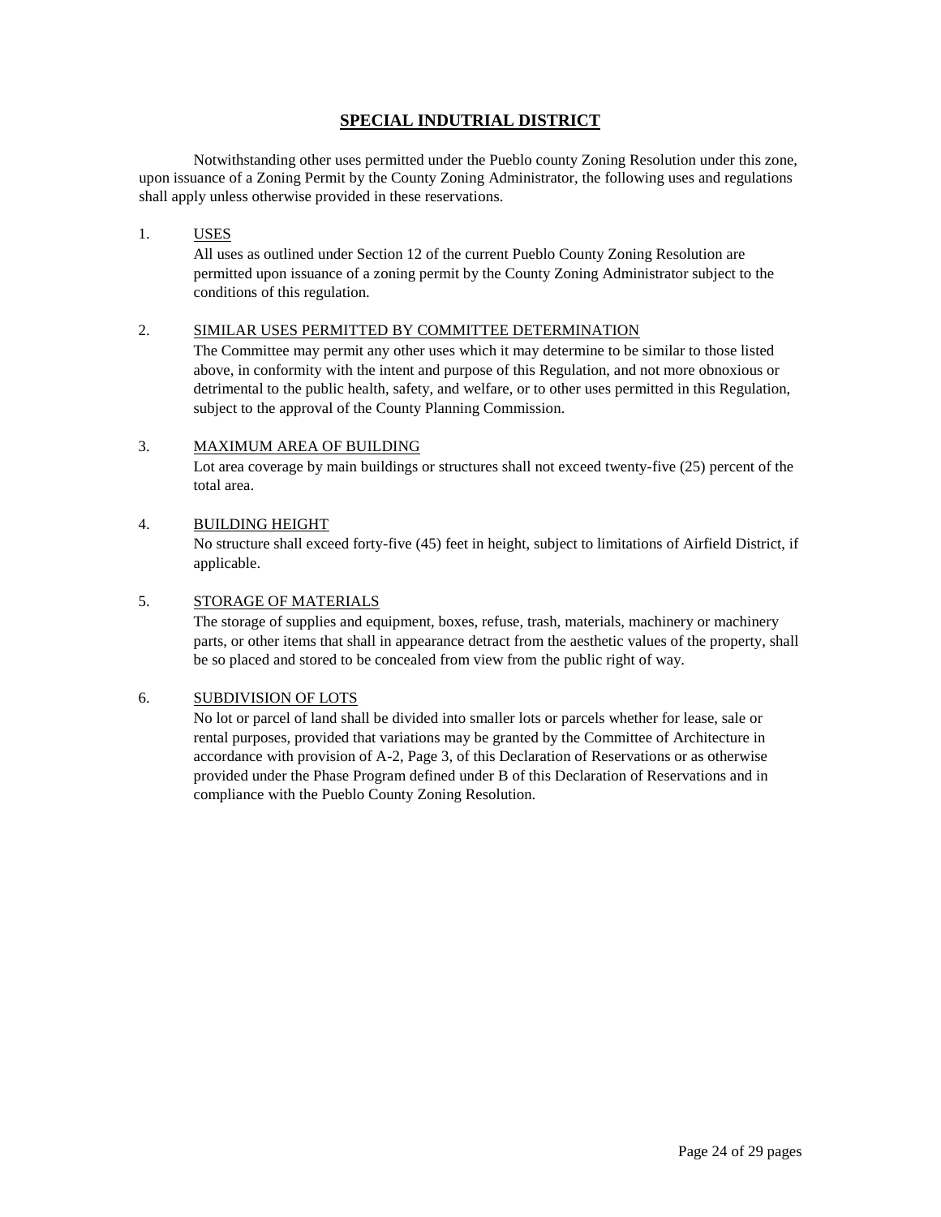## SPECIAL INDUTRIAL DISTRICT

Notwithstanding other uses permitted under the Pueblo county Zoning Resolution under this zone, upon issuance of a Zoning Permit by the County Zoning Administrator, the following uses and regulations shall apply unless otherwise provided in these reservations.

1. USES

   All uses as outlined under Section 12 of the current Pueblo County Zoning Resolution are permitted upon issuance of a zoning permit by the County Zoning Administrator subject to the conditions of this regulation.

2. SIMILAR USES PERMITTED BY COMMITTEE DETERMINATION

   The Committee may permit any other uses which it may determine to be similar to those listed above, in conformity with the intent and purpose of this Regulation, and not more obnoxious or detrimental to the public health, safety, and welfare, or to other uses permitted in this Regulation, subject to the approval of the County Planning Commission.

3. MAXIMUM AREA OF BUILDING

   Lot area coverage by main buildings or structures shall not exceed twenty-five (25) percent of the total area.

4. BUILDING HEIGHT

   No structure shall exceed forty-five (45) feet in height, subject to limitations of Airfield District, if applicable.

5. STORAGE OF MATERIALS

   The storage of supplies and equipment, boxes, refuse, trash, materials, machinery or machinery parts, or other items that shall in appearance detract from the aesthetic values of the property, shall be so placed and stored to be concealed from view from the public right of way.

6. SUBDIVISION OF LOTS

   No lot or parcel of land shall be divided into smaller lots or parcels whether for lease, sale or rental purposes, provided that variations may be granted by the Committee of Architecture in accordance with provision of A-2, Page 3, of this Declaration of Reservations or as otherwise provided under the Phase Program defined under B of this Declaration of Reservations and in compliance with the Pueblo County Zoning Resolution.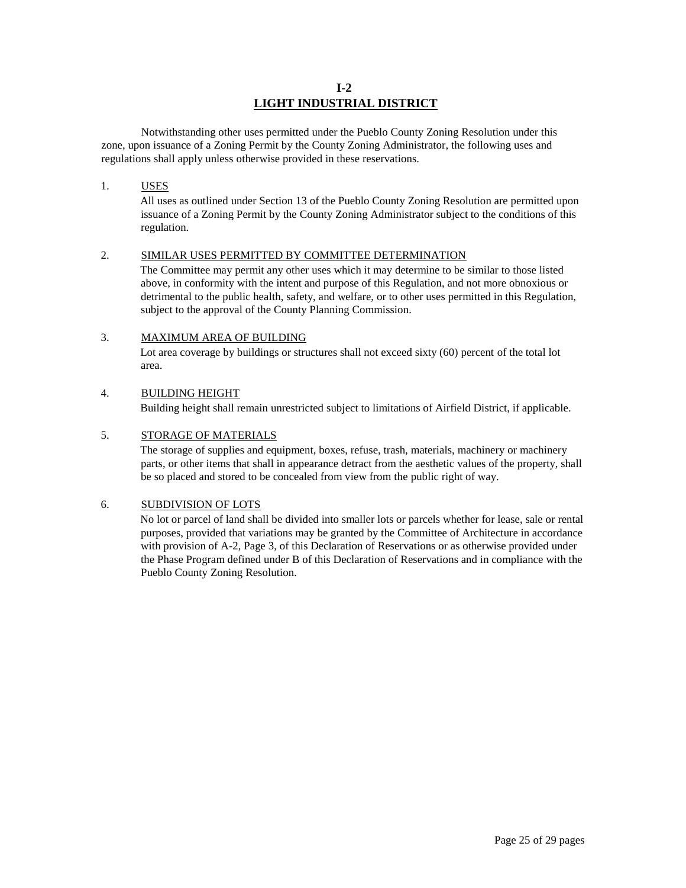# I-2
# LIGHT INDUSTRIAL DISTRICT

Notwithstanding other uses permitted under the Pueblo County Zoning Resolution under this zone, upon issuance of a Zoning Permit by the County Zoning Administrator, the following uses and regulations shall apply unless otherwise provided in these reservations.

1. USES

   All uses as outlined under Section 13 of the Pueblo County Zoning Resolution are permitted upon issuance of a Zoning Permit by the County Zoning Administrator subject to the conditions of this regulation.

2. SIMILAR USES PERMITTED BY COMMITTEE DETERMINATION

   The Committee may permit any other uses which it may determine to be similar to those listed above, in conformity with the intent and purpose of this Regulation, and not more obnoxious or detrimental to the public health, safety, and welfare, or to other uses permitted in this Regulation, subject to the approval of the County Planning Commission.

3. MAXIMUM AREA OF BUILDING

   Lot area coverage by buildings or structures shall not exceed sixty (60) percent of the total lot area.

4. BUILDING HEIGHT

   Building height shall remain unrestricted subject to limitations of Airfield District, if applicable.

5. STORAGE OF MATERIALS

   The storage of supplies and equipment, boxes, refuse, trash, materials, machinery or machinery parts, or other items that shall in appearance detract from the aesthetic values of the property, shall be so placed and stored to be concealed from view from the public right of way.

6. SUBDIVISION OF LOTS

   No lot or parcel of land shall be divided into smaller lots or parcels whether for lease, sale or rental purposes, provided that variations may be granted by the Committee of Architecture in accordance with provision of A-2, Page 3, of this Declaration of Reservations or as otherwise provided under the Phase Program defined under B of this Declaration of Reservations and in compliance with the Pueblo County Zoning Resolution.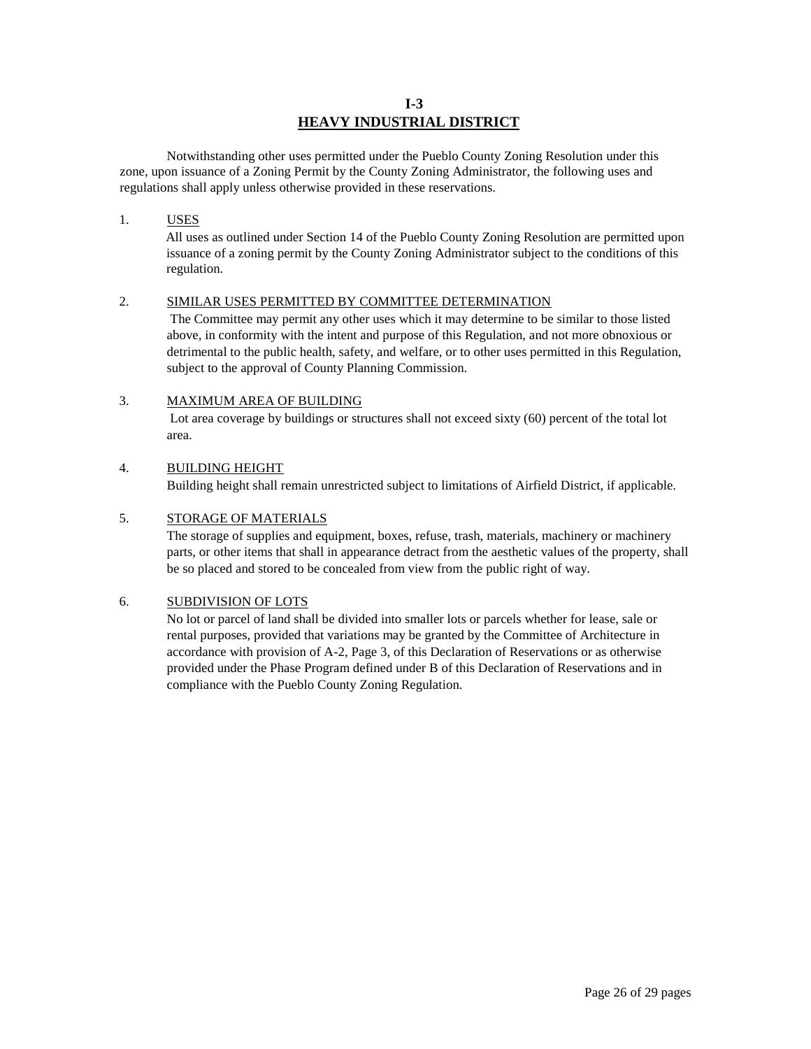# I-3
## HEAVY INDUSTRIAL DISTRICT

Notwithstanding other uses permitted under the Pueblo County Zoning Resolution under this zone, upon issuance of a Zoning Permit by the County Zoning Administrator, the following uses and regulations shall apply unless otherwise provided in these reservations.

1. USES
   All uses as outlined under Section 14 of the Pueblo County Zoning Resolution are permitted upon issuance of a zoning permit by the County Zoning Administrator subject to the conditions of this regulation.

2. SIMILAR USES PERMITTED BY COMMITTEE DETERMINATION
   The Committee may permit any other uses which it may determine to be similar to those listed above, in conformity with the intent and purpose of this Regulation, and not more obnoxious or detrimental to the public health, safety, and welfare, or to other uses permitted in this Regulation, subject to the approval of County Planning Commission.

3. MAXIMUM AREA OF BUILDING
   Lot area coverage by buildings or structures shall not exceed sixty (60) percent of the total lot area.

4. BUILDING HEIGHT
   Building height shall remain unrestricted subject to limitations of Airfield District, if applicable.

5. STORAGE OF MATERIALS
   The storage of supplies and equipment, boxes, refuse, trash, materials, machinery or machinery parts, or other items that shall in appearance detract from the aesthetic values of the property, shall be so placed and stored to be concealed from view from the public right of way.

6. SUBDIVISION OF LOTS
   No lot or parcel of land shall be divided into smaller lots or parcels whether for lease, sale or rental purposes, provided that variations may be granted by the Committee of Architecture in accordance with provision of A-2, Page 3, of this Declaration of Reservations or as otherwise provided under the Phase Program defined under B of this Declaration of Reservations and in compliance with the Pueblo County Zoning Regulation.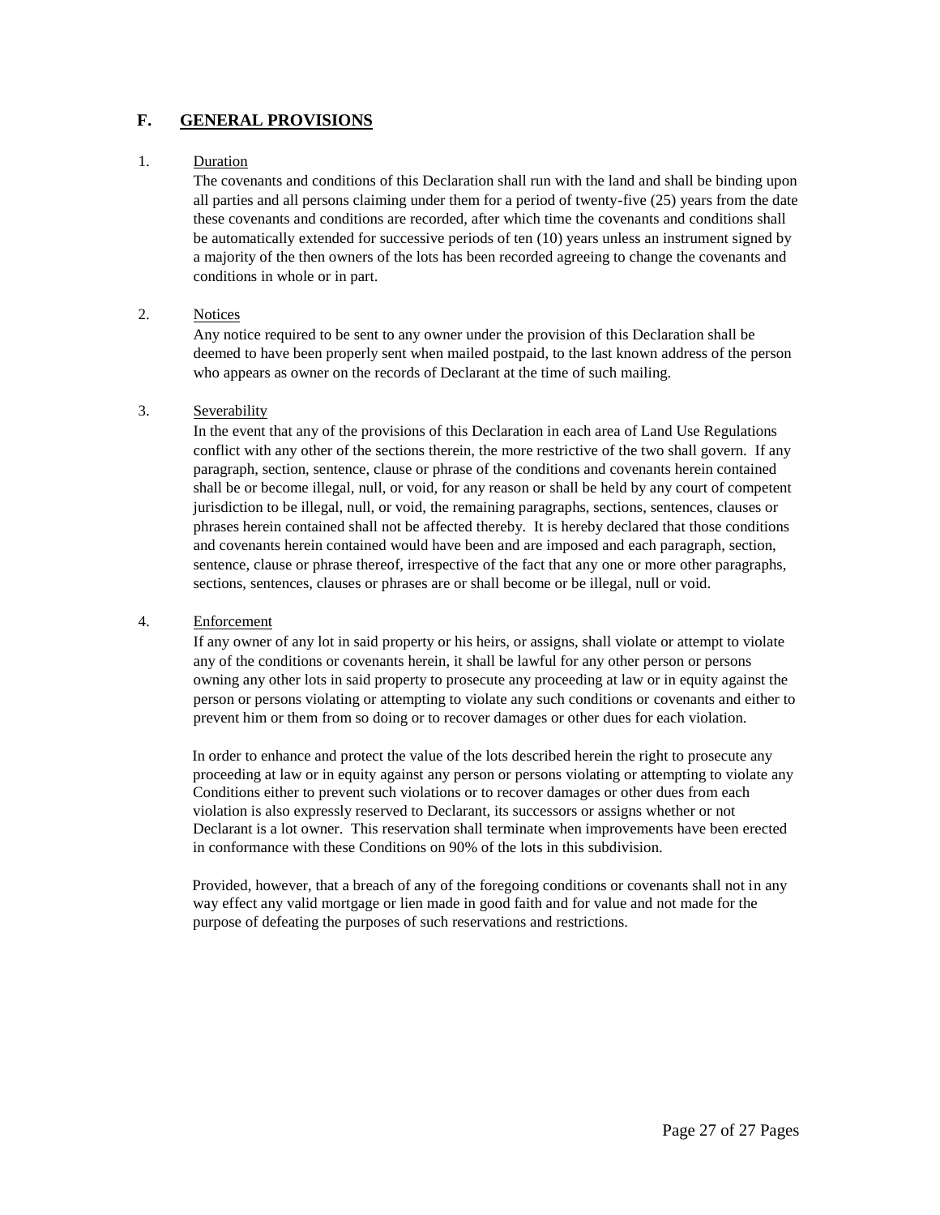## F. GENERAL PROVISIONS

1. Duration

   The covenants and conditions of this Declaration shall run with the land and shall be binding upon all parties and all persons claiming under them for a period of twenty-five (25) years from the date these covenants and conditions are recorded, after which time the covenants and conditions shall be automatically extended for successive periods of ten (10) years unless an instrument signed by a majority of the then owners of the lots has been recorded agreeing to change the covenants and conditions in whole or in part.

2. Notices

   Any notice required to be sent to any owner under the provision of this Declaration shall be deemed to have been properly sent when mailed postpaid, to the last known address of the person who appears as owner on the records of Declarant at the time of such mailing.

3. Severability

   In the event that any of the provisions of this Declaration in each area of Land Use Regulations conflict with any other of the sections therein, the more restrictive of the two shall govern. If any paragraph, section, sentence, clause or phrase of the conditions and covenants herein contained shall be or become illegal, null, or void, for any reason or shall be held by any court of competent jurisdiction to be illegal, null, or void, the remaining paragraphs, sections, sentences, clauses or phrases herein contained shall not be affected thereby. It is hereby declared that those conditions and covenants herein contained would have been and are imposed and each paragraph, section, sentence, clause or phrase thereof, irrespective of the fact that any one or more other paragraphs, sections, sentences, clauses or phrases are or shall become or be illegal, null or void.

4. Enforcement

   If any owner of any lot in said property or his heirs, or assigns, shall violate or attempt to violate any of the conditions or covenants herein, it shall be lawful for any other person or persons owning any other lots in said property to prosecute any proceeding at law or in equity against the person or persons violating or attempting to violate any such conditions or covenants and either to prevent him or them from so doing or to recover damages or other dues for each violation.

   In order to enhance and protect the value of the lots described herein the right to prosecute any proceeding at law or in equity against any person or persons violating or attempting to violate any Conditions either to prevent such violations or to recover damages or other dues from each violation is also expressly reserved to Declarant, its successors or assigns whether or not Declarant is a lot owner. This reservation shall terminate when improvements have been erected in conformance with these Conditions on 90% of the lots in this subdivision.

   Provided, however, that a breach of any of the foregoing conditions or covenants shall not in any way effect any valid mortgage or lien made in good faith and for value and not made for the purpose of defeating the purposes of such reservations and restrictions.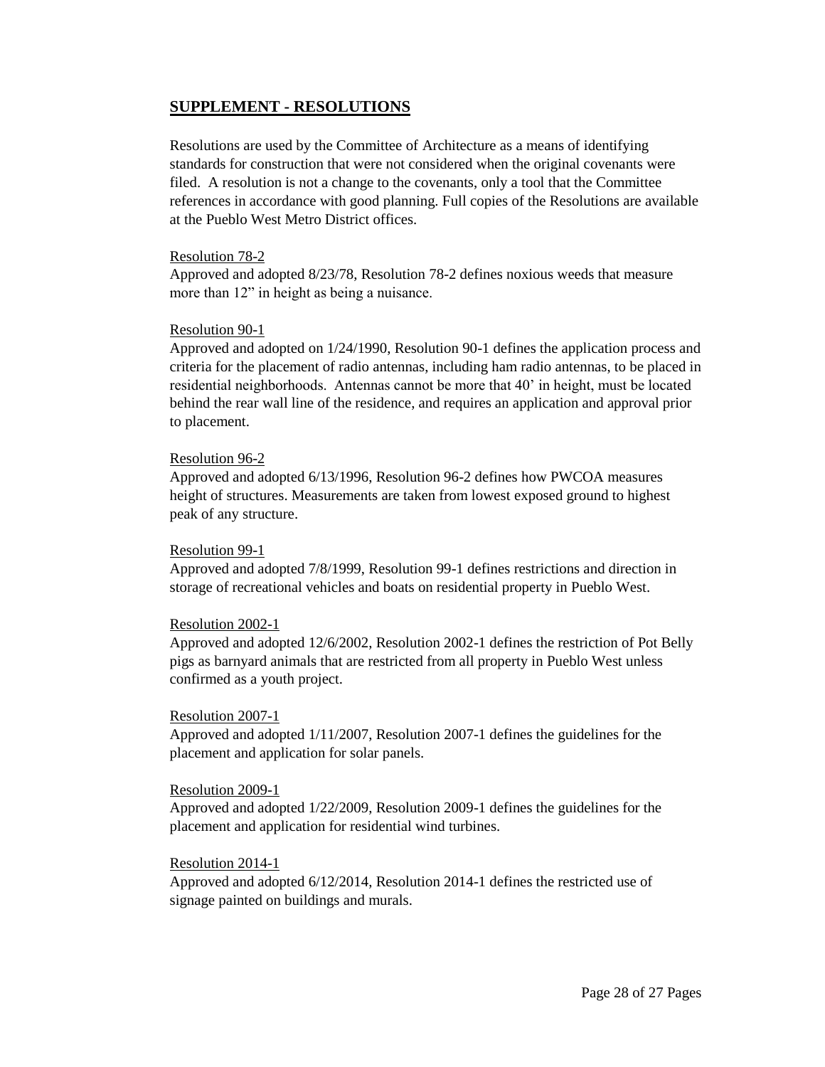## SUPPLEMENT - RESOLUTIONS

Resolutions are used by the Committee of Architecture as a means of identifying standards for construction that were not considered when the original covenants were filed. A resolution is not a change to the covenants, only a tool that the Committee references in accordance with good planning. Full copies of the Resolutions are available at the Pueblo West Metro District offices.

Resolution 78-2

Approved and adopted 8/23/78, Resolution 78-2 defines noxious weeds that measure more than 12" in height as being a nuisance.

Resolution 90-1

Approved and adopted on 1/24/1990, Resolution 90-1 defines the application process and criteria for the placement of radio antennas, including ham radio antennas, to be placed in residential neighborhoods. Antennas cannot be more that 40' in height, must be located behind the rear wall line of the residence, and requires an application and approval prior to placement.

Resolution 96-2

Approved and adopted 6/13/1996, Resolution 96-2 defines how PWCOA measures height of structures. Measurements are taken from lowest exposed ground to highest peak of any structure.

Resolution 99-1

Approved and adopted 7/8/1999, Resolution 99-1 defines restrictions and direction in storage of recreational vehicles and boats on residential property in Pueblo West.

Resolution 2002-1

Approved and adopted 12/6/2002, Resolution 2002-1 defines the restriction of Pot Belly pigs as barnyard animals that are restricted from all property in Pueblo West unless confirmed as a youth project.

Resolution 2007-1

Approved and adopted 1/11/2007, Resolution 2007-1 defines the guidelines for the placement and application for solar panels.

Resolution 2009-1

Approved and adopted 1/22/2009, Resolution 2009-1 defines the guidelines for the placement and application for residential wind turbines.

Resolution 2014-1

Approved and adopted 6/12/2014, Resolution 2014-1 defines the restricted use of signage painted on buildings and murals.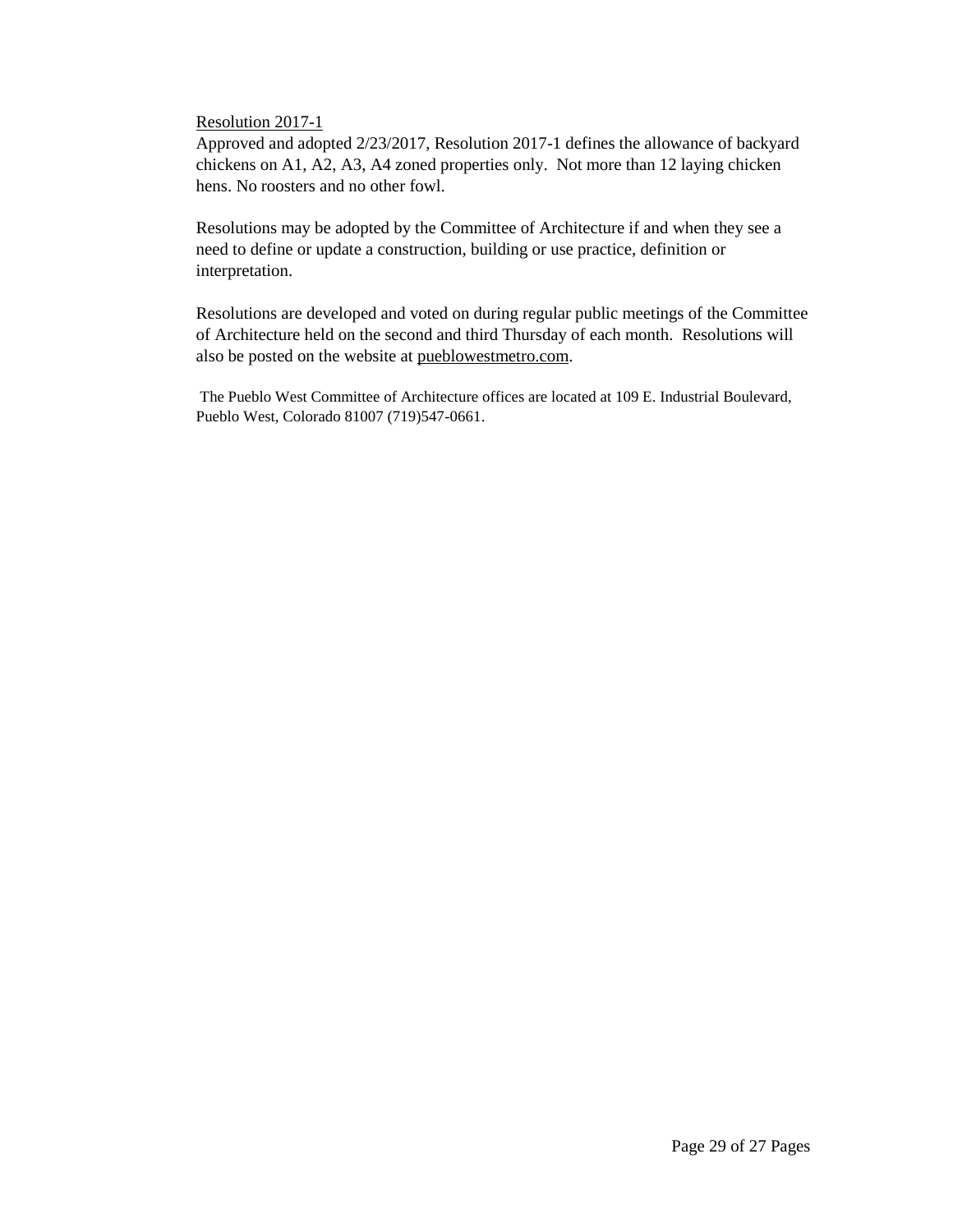<u>Resolution 2017-1</u>

Approved and adopted 2/23/2017, Resolution 2017-1 defines the allowance of backyard chickens on A1, A2, A3, A4 zoned properties only. Not more than 12 laying chicken hens. No roosters and no other fowl.

Resolutions may be adopted by the Committee of Architecture if and when they see a need to define or update a construction, building or use practice, definition or interpretation.

Resolutions are developed and voted on during regular public meetings of the Committee of Architecture held on the second and third Thursday of each month. Resolutions will also be posted on the website at <u>pueblowestmetro.com</u>.

The Pueblo West Committee of Architecture offices are located at 109 E. Industrial Boulevard, Pueblo West, Colorado 81007 (719)547-0661.